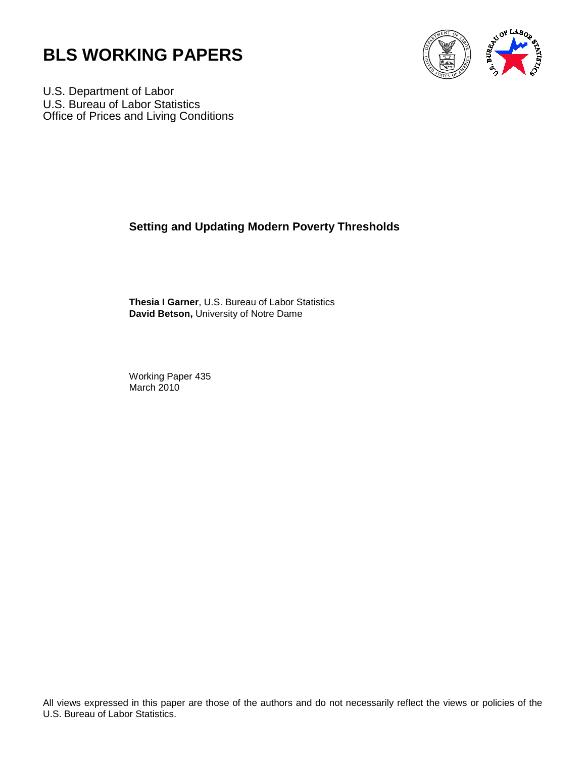# BLS WORKING PAPERS

U.S. Department of Labor
U.S. Bureau of Labor Statistics
Office of Prices and Living Conditions

## Setting and Updating Modern Poverty Thresholds

**Thesia I Garner**, U.S. Bureau of Labor Statistics
**David Betson,** University of Notre Dame

Working Paper 435
March 2010

All views expressed in this paper are those of the authors and do not necessarily reflect the views or policies of the U.S. Bureau of Labor Statistics.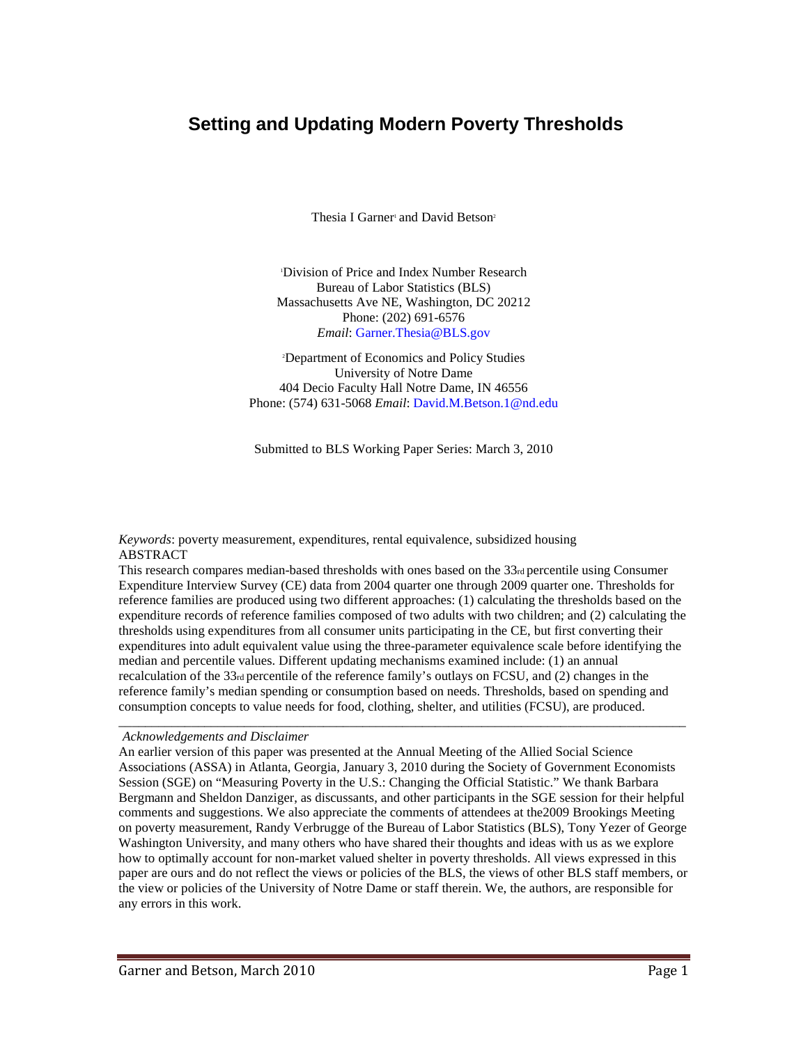# Setting and Updating Modern Poverty Thresholds

Thesia I Garner[1] and David Betson[2]

[1]Division of Price and Index Number Research
Bureau of Labor Statistics (BLS)
Massachusetts Ave NE, Washington, DC 20212
Phone: (202) 691-6576
*Email*: Garner.Thesia@BLS.gov

[2]Department of Economics and Policy Studies
University of Notre Dame
404 Decio Faculty Hall Notre Dame, IN 46556
Phone: (574) 631-5068 *Email*: David.M.Betson.1@nd.edu

Submitted to BLS Working Paper Series: March 3, 2010

*Keywords*: poverty measurement, expenditures, rental equivalence, subsidized housing

ABSTRACT

This research compares median-based thresholds with ones based on the 33rd percentile using Consumer Expenditure Interview Survey (CE) data from 2004 quarter one through 2009 quarter one. Thresholds for reference families are produced using two different approaches: (1) calculating the thresholds based on the expenditure records of reference families composed of two adults with two children; and (2) calculating the thresholds using expenditures from all consumer units participating in the CE, but first converting their expenditures into adult equivalent value using the three-parameter equivalence scale before identifying the median and percentile values. Different updating mechanisms examined include: (1) an annual recalculation of the 33rd percentile of the reference family's outlays on FCSU, and (2) changes in the reference family's median spending or consumption based on needs. Thresholds, based on spending and consumption concepts to value needs for food, clothing, shelter, and utilities (FCSU), are produced.

---

*Acknowledgements and Disclaimer*

An earlier version of this paper was presented at the Annual Meeting of the Allied Social Science Associations (ASSA) in Atlanta, Georgia, January 3, 2010 during the Society of Government Economists Session (SGE) on "Measuring Poverty in the U.S.: Changing the Official Statistic." We thank Barbara Bergmann and Sheldon Danziger, as discussants, and other participants in the SGE session for their helpful comments and suggestions. We also appreciate the comments of attendees at the2009 Brookings Meeting on poverty measurement, Randy Verbrugge of the Bureau of Labor Statistics (BLS), Tony Yezer of George Washington University, and many others who have shared their thoughts and ideas with us as we explore how to optimally account for non-market valued shelter in poverty thresholds. All views expressed in this paper are ours and do not reflect the views or policies of the BLS, the views of other BLS staff members, or the view or policies of the University of Notre Dame or staff therein. We, the authors, are responsible for any errors in this work.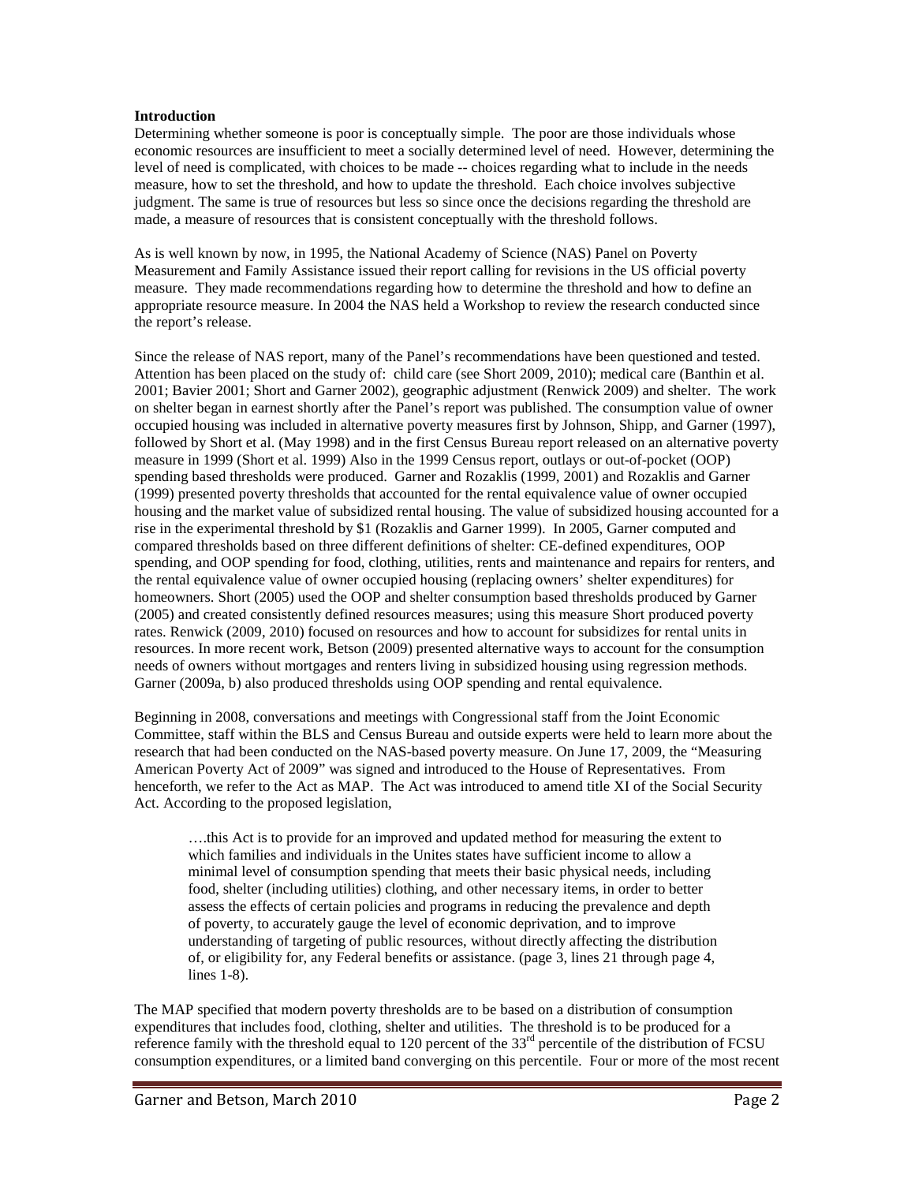**Introduction**

Determining whether someone is poor is conceptually simple. The poor are those individuals whose economic resources are insufficient to meet a socially determined level of need. However, determining the level of need is complicated, with choices to be made -- choices regarding what to include in the needs measure, how to set the threshold, and how to update the threshold. Each choice involves subjective judgment. The same is true of resources but less so since once the decisions regarding the threshold are made, a measure of resources that is consistent conceptually with the threshold follows.

As is well known by now, in 1995, the National Academy of Science (NAS) Panel on Poverty Measurement and Family Assistance issued their report calling for revisions in the US official poverty measure. They made recommendations regarding how to determine the threshold and how to define an appropriate resource measure. In 2004 the NAS held a Workshop to review the research conducted since the report's release.

Since the release of NAS report, many of the Panel's recommendations have been questioned and tested. Attention has been placed on the study of: child care (see Short 2009, 2010); medical care (Banthin et al. 2001; Bavier 2001; Short and Garner 2002), geographic adjustment (Renwick 2009) and shelter. The work on shelter began in earnest shortly after the Panel's report was published. The consumption value of owner occupied housing was included in alternative poverty measures first by Johnson, Shipp, and Garner (1997), followed by Short et al. (May 1998) and in the first Census Bureau report released on an alternative poverty measure in 1999 (Short et al. 1999) Also in the 1999 Census report, outlays or out-of-pocket (OOP) spending based thresholds were produced. Garner and Rozaklis (1999, 2001) and Rozaklis and Garner (1999) presented poverty thresholds that accounted for the rental equivalence value of owner occupied housing and the market value of subsidized rental housing. The value of subsidized housing accounted for a rise in the experimental threshold by $1 (Rozaklis and Garner 1999). In 2005, Garner computed and compared thresholds based on three different definitions of shelter: CE-defined expenditures, OOP spending, and OOP spending for food, clothing, utilities, rents and maintenance and repairs for renters, and the rental equivalence value of owner occupied housing (replacing owners' shelter expenditures) for homeowners. Short (2005) used the OOP and shelter consumption based thresholds produced by Garner (2005) and created consistently defined resources measures; using this measure Short produced poverty rates. Renwick (2009, 2010) focused on resources and how to account for subsidizes for rental units in resources. In more recent work, Betson (2009) presented alternative ways to account for the consumption needs of owners without mortgages and renters living in subsidized housing using regression methods. Garner (2009a, b) also produced thresholds using OOP spending and rental equivalence.

Beginning in 2008, conversations and meetings with Congressional staff from the Joint Economic Committee, staff within the BLS and Census Bureau and outside experts were held to learn more about the research that had been conducted on the NAS-based poverty measure. On June 17, 2009, the "Measuring American Poverty Act of 2009" was signed and introduced to the House of Representatives. From henceforth, we refer to the Act as MAP. The Act was introduced to amend title XI of the Social Security Act. According to the proposed legislation,

> ….this Act is to provide for an improved and updated method for measuring the extent to which families and individuals in the Unites states have sufficient income to allow a minimal level of consumption spending that meets their basic physical needs, including food, shelter (including utilities) clothing, and other necessary items, in order to better assess the effects of certain policies and programs in reducing the prevalence and depth of poverty, to accurately gauge the level of economic deprivation, and to improve understanding of targeting of public resources, without directly affecting the distribution of, or eligibility for, any Federal benefits or assistance. (page 3, lines 21 through page 4, lines 1-8).

The MAP specified that modern poverty thresholds are to be based on a distribution of consumption expenditures that includes food, clothing, shelter and utilities. The threshold is to be produced for a reference family with the threshold equal to 120 percent of the 33rd percentile of the distribution of FCSU consumption expenditures, or a limited band converging on this percentile. Four or more of the most recent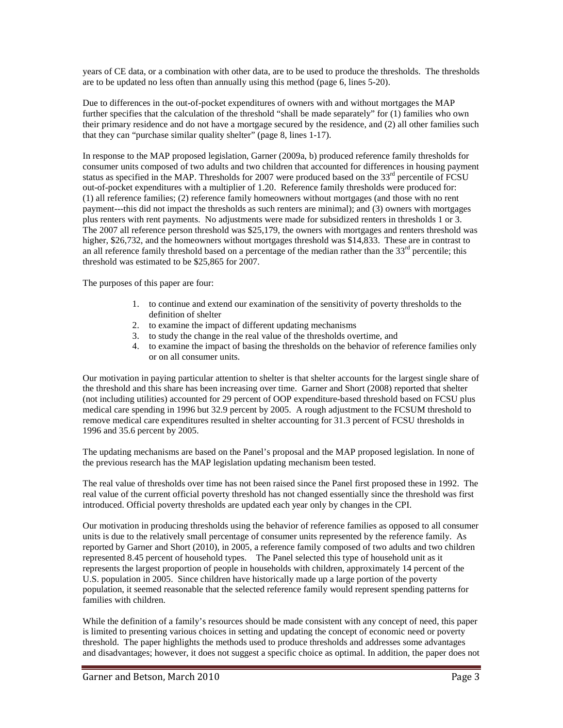years of CE data, or a combination with other data, are to be used to produce the thresholds. The thresholds are to be updated no less often than annually using this method (page 6, lines 5-20).

Due to differences in the out-of-pocket expenditures of owners with and without mortgages the MAP further specifies that the calculation of the threshold "shall be made separately" for (1) families who own their primary residence and do not have a mortgage secured by the residence, and (2) all other families such that they can "purchase similar quality shelter" (page 8, lines 1-17).

In response to the MAP proposed legislation, Garner (2009a, b) produced reference family thresholds for consumer units composed of two adults and two children that accounted for differences in housing payment status as specified in the MAP. Thresholds for 2007 were produced based on the 33rd percentile of FCSU out-of-pocket expenditures with a multiplier of 1.20. Reference family thresholds were produced for: (1) all reference families; (2) reference family homeowners without mortgages (and those with no rent payment---this did not impact the thresholds as such renters are minimal); and (3) owners with mortgages plus renters with rent payments. No adjustments were made for subsidized renters in thresholds 1 or 3. The 2007 all reference person threshold was $25,179, the owners with mortgages and renters threshold was higher, $26,732, and the homeowners without mortgages threshold was $14,833. These are in contrast to an all reference family threshold based on a percentage of the median rather than the 33rd percentile; this threshold was estimated to be $25,865 for 2007.

The purposes of this paper are four:

1. to continue and extend our examination of the sensitivity of poverty thresholds to the definition of shelter
2. to examine the impact of different updating mechanisms
3. to study the change in the real value of the thresholds overtime, and
4. to examine the impact of basing the thresholds on the behavior of reference families only or on all consumer units.

Our motivation in paying particular attention to shelter is that shelter accounts for the largest single share of the threshold and this share has been increasing over time. Garner and Short (2008) reported that shelter (not including utilities) accounted for 29 percent of OOP expenditure-based threshold based on FCSU plus medical care spending in 1996 but 32.9 percent by 2005. A rough adjustment to the FCSUM threshold to remove medical care expenditures resulted in shelter accounting for 31.3 percent of FCSU thresholds in 1996 and 35.6 percent by 2005.

The updating mechanisms are based on the Panel's proposal and the MAP proposed legislation. In none of the previous research has the MAP legislation updating mechanism been tested.

The real value of thresholds over time has not been raised since the Panel first proposed these in 1992. The real value of the current official poverty threshold has not changed essentially since the threshold was first introduced. Official poverty thresholds are updated each year only by changes in the CPI.

Our motivation in producing thresholds using the behavior of reference families as opposed to all consumer units is due to the relatively small percentage of consumer units represented by the reference family. As reported by Garner and Short (2010), in 2005, a reference family composed of two adults and two children represented 8.45 percent of household types. The Panel selected this type of household unit as it represents the largest proportion of people in households with children, approximately 14 percent of the U.S. population in 2005. Since children have historically made up a large portion of the poverty population, it seemed reasonable that the selected reference family would represent spending patterns for families with children.

While the definition of a family's resources should be made consistent with any concept of need, this paper is limited to presenting various choices in setting and updating the concept of economic need or poverty threshold. The paper highlights the methods used to produce thresholds and addresses some advantages and disadvantages; however, it does not suggest a specific choice as optimal. In addition, the paper does not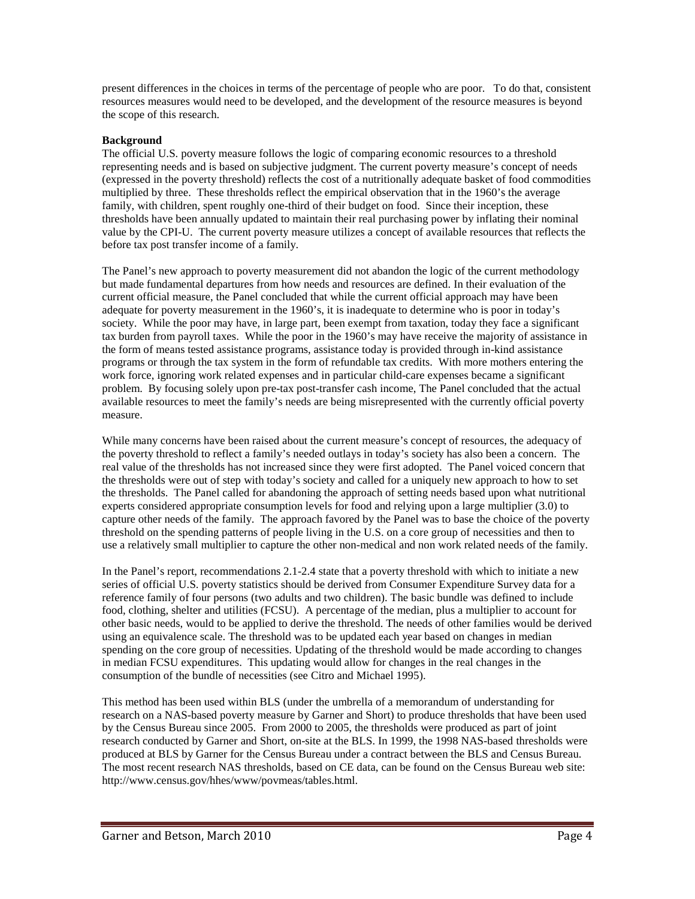present differences in the choices in terms of the percentage of people who are poor. To do that, consistent resources measures would need to be developed, and the development of the resource measures is beyond the scope of this research.

**Background**

The official U.S. poverty measure follows the logic of comparing economic resources to a threshold representing needs and is based on subjective judgment. The current poverty measure's concept of needs (expressed in the poverty threshold) reflects the cost of a nutritionally adequate basket of food commodities multiplied by three. These thresholds reflect the empirical observation that in the 1960's the average family, with children, spent roughly one-third of their budget on food. Since their inception, these thresholds have been annually updated to maintain their real purchasing power by inflating their nominal value by the CPI-U. The current poverty measure utilizes a concept of available resources that reflects the before tax post transfer income of a family.

The Panel's new approach to poverty measurement did not abandon the logic of the current methodology but made fundamental departures from how needs and resources are defined. In their evaluation of the current official measure, the Panel concluded that while the current official approach may have been adequate for poverty measurement in the 1960's, it is inadequate to determine who is poor in today's society. While the poor may have, in large part, been exempt from taxation, today they face a significant tax burden from payroll taxes. While the poor in the 1960's may have receive the majority of assistance in the form of means tested assistance programs, assistance today is provided through in-kind assistance programs or through the tax system in the form of refundable tax credits. With more mothers entering the work force, ignoring work related expenses and in particular child-care expenses became a significant problem. By focusing solely upon pre-tax post-transfer cash income, The Panel concluded that the actual available resources to meet the family's needs are being misrepresented with the currently official poverty measure.

While many concerns have been raised about the current measure's concept of resources, the adequacy of the poverty threshold to reflect a family's needed outlays in today's society has also been a concern. The real value of the thresholds has not increased since they were first adopted. The Panel voiced concern that the thresholds were out of step with today's society and called for a uniquely new approach to how to set the thresholds. The Panel called for abandoning the approach of setting needs based upon what nutritional experts considered appropriate consumption levels for food and relying upon a large multiplier (3.0) to capture other needs of the family. The approach favored by the Panel was to base the choice of the poverty threshold on the spending patterns of people living in the U.S. on a core group of necessities and then to use a relatively small multiplier to capture the other non-medical and non work related needs of the family.

In the Panel's report, recommendations 2.1-2.4 state that a poverty threshold with which to initiate a new series of official U.S. poverty statistics should be derived from Consumer Expenditure Survey data for a reference family of four persons (two adults and two children). The basic bundle was defined to include food, clothing, shelter and utilities (FCSU). A percentage of the median, plus a multiplier to account for other basic needs, would to be applied to derive the threshold. The needs of other families would be derived using an equivalence scale. The threshold was to be updated each year based on changes in median spending on the core group of necessities. Updating of the threshold would be made according to changes in median FCSU expenditures. This updating would allow for changes in the real changes in the consumption of the bundle of necessities (see Citro and Michael 1995).

This method has been used within BLS (under the umbrella of a memorandum of understanding for research on a NAS-based poverty measure by Garner and Short) to produce thresholds that have been used by the Census Bureau since 2005. From 2000 to 2005, the thresholds were produced as part of joint research conducted by Garner and Short, on-site at the BLS. In 1999, the 1998 NAS-based thresholds were produced at BLS by Garner for the Census Bureau under a contract between the BLS and Census Bureau. The most recent research NAS thresholds, based on CE data, can be found on the Census Bureau web site: http://www.census.gov/hhes/www/povmeas/tables.html.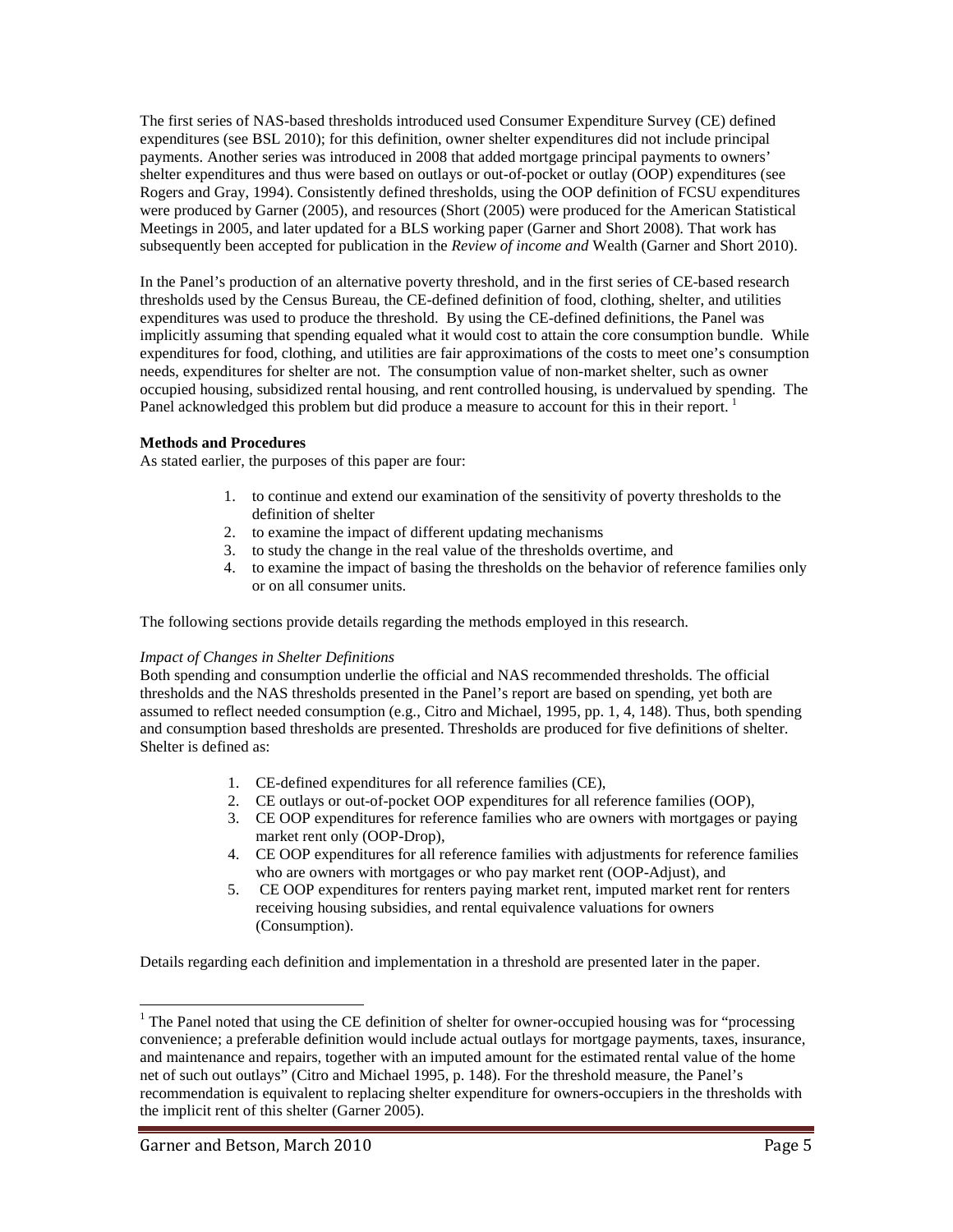The first series of NAS-based thresholds introduced used Consumer Expenditure Survey (CE) defined expenditures (see BSL 2010); for this definition, owner shelter expenditures did not include principal payments. Another series was introduced in 2008 that added mortgage principal payments to owners' shelter expenditures and thus were based on outlays or out-of-pocket or outlay (OOP) expenditures (see Rogers and Gray, 1994). Consistently defined thresholds, using the OOP definition of FCSU expenditures were produced by Garner (2005), and resources (Short (2005) were produced for the American Statistical Meetings in 2005, and later updated for a BLS working paper (Garner and Short 2008). That work has subsequently been accepted for publication in the *Review of income and* Wealth (Garner and Short 2010).

In the Panel's production of an alternative poverty threshold, and in the first series of CE-based research thresholds used by the Census Bureau, the CE-defined definition of food, clothing, shelter, and utilities expenditures was used to produce the threshold. By using the CE-defined definitions, the Panel was implicitly assuming that spending equaled what it would cost to attain the core consumption bundle. While expenditures for food, clothing, and utilities are fair approximations of the costs to meet one's consumption needs, expenditures for shelter are not. The consumption value of non-market shelter, such as owner occupied housing, subsidized rental housing, and rent controlled housing, is undervalued by spending. The Panel acknowledged this problem but did produce a measure to account for this in their report. [1]

**Methods and Procedures**

As stated earlier, the purposes of this paper are four:

1. to continue and extend our examination of the sensitivity of poverty thresholds to the definition of shelter
2. to examine the impact of different updating mechanisms
3. to study the change in the real value of the thresholds overtime, and
4. to examine the impact of basing the thresholds on the behavior of reference families only or on all consumer units.

The following sections provide details regarding the methods employed in this research.

*Impact of Changes in Shelter Definitions*

Both spending and consumption underlie the official and NAS recommended thresholds. The official thresholds and the NAS thresholds presented in the Panel's report are based on spending, yet both are assumed to reflect needed consumption (e.g., Citro and Michael, 1995, pp. 1, 4, 148). Thus, both spending and consumption based thresholds are presented. Thresholds are produced for five definitions of shelter. Shelter is defined as:

1. CE-defined expenditures for all reference families (CE),
2. CE outlays or out-of-pocket OOP expenditures for all reference families (OOP),
3. CE OOP expenditures for reference families who are owners with mortgages or paying market rent only (OOP-Drop),
4. CE OOP expenditures for all reference families with adjustments for reference families who are owners with mortgages or who pay market rent (OOP-Adjust), and
5. CE OOP expenditures for renters paying market rent, imputed market rent for renters receiving housing subsidies, and rental equivalence valuations for owners (Consumption).

Details regarding each definition and implementation in a threshold are presented later in the paper.

[1] The Panel noted that using the CE definition of shelter for owner-occupied housing was for "processing convenience; a preferable definition would include actual outlays for mortgage payments, taxes, insurance, and maintenance and repairs, together with an imputed amount for the estimated rental value of the home net of such out outlays" (Citro and Michael 1995, p. 148). For the threshold measure, the Panel's recommendation is equivalent to replacing shelter expenditure for owners-occupiers in the thresholds with the implicit rent of this shelter (Garner 2005).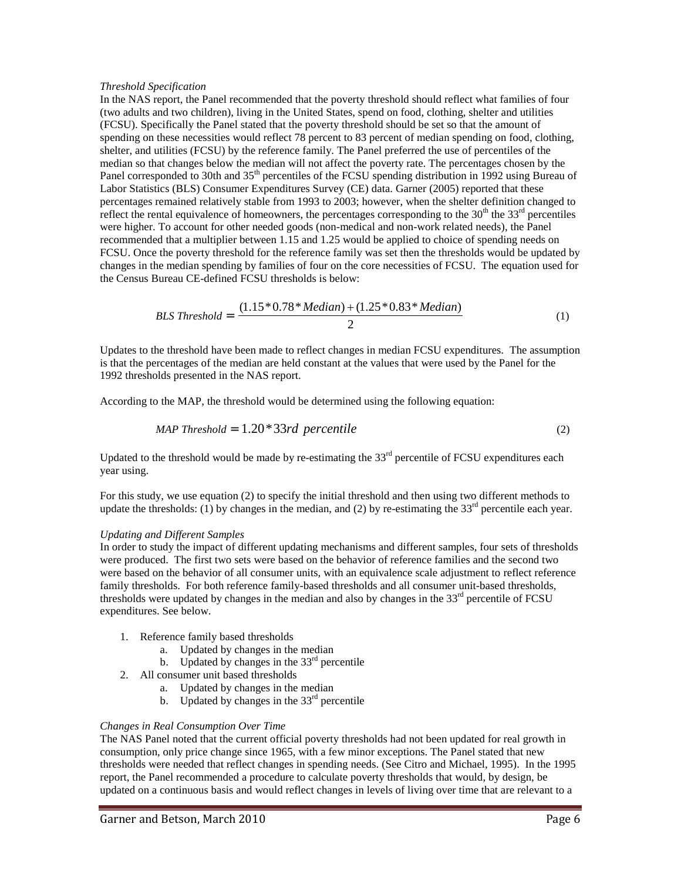*Threshold Specification*

In the NAS report, the Panel recommended that the poverty threshold should reflect what families of four (two adults and two children), living in the United States, spend on food, clothing, shelter and utilities (FCSU). Specifically the Panel stated that the poverty threshold should be set so that the amount of spending on these necessities would reflect 78 percent to 83 percent of median spending on food, clothing, shelter, and utilities (FCSU) by the reference family. The Panel preferred the use of percentiles of the median so that changes below the median will not affect the poverty rate. The percentages chosen by the Panel corresponded to 30th and 35th percentiles of the FCSU spending distribution in 1992 using Bureau of Labor Statistics (BLS) Consumer Expenditures Survey (CE) data. Garner (2005) reported that these percentages remained relatively stable from 1993 to 2003; however, when the shelter definition changed to reflect the rental equivalence of homeowners, the percentages corresponding to the 30th the 33rd percentiles were higher. To account for other needed goods (non-medical and non-work related needs), the Panel recommended that a multiplier between 1.15 and 1.25 would be applied to choice of spending needs on FCSU. Once the poverty threshold for the reference family was set then the thresholds would be updated by changes in the median spending by families of four on the core necessities of FCSU. The equation used for the Census Bureau CE-defined FCSU thresholds is below:

$$BLS\ Threshold = \frac{(1.15 * 0.78 * Median) + (1.25 * 0.83 * Median)}{2} \tag{1}$$

Updates to the threshold have been made to reflect changes in median FCSU expenditures. The assumption is that the percentages of the median are held constant at the values that were used by the Panel for the 1992 thresholds presented in the NAS report.

According to the MAP, the threshold would be determined using the following equation:

$$MAP\ Threshold = 1.20 * 33rd\ percentile \tag{2}$$

Updated to the threshold would be made by re-estimating the 33rd percentile of FCSU expenditures each year using.

For this study, we use equation (2) to specify the initial threshold and then using two different methods to update the thresholds: (1) by changes in the median, and (2) by re-estimating the 33rd percentile each year.

*Updating and Different Samples*

In order to study the impact of different updating mechanisms and different samples, four sets of thresholds were produced. The first two sets were based on the behavior of reference families and the second two were based on the behavior of all consumer units, with an equivalence scale adjustment to reflect reference family thresholds. For both reference family-based thresholds and all consumer unit-based thresholds, thresholds were updated by changes in the median and also by changes in the 33rd percentile of FCSU expenditures. See below.

1. Reference family based thresholds
    a. Updated by changes in the median
    b. Updated by changes in the 33rd percentile
2. All consumer unit based thresholds
    a. Updated by changes in the median
    b. Updated by changes in the 33rd percentile

*Changes in Real Consumption Over Time*

The NAS Panel noted that the current official poverty thresholds had not been updated for real growth in consumption, only price change since 1965, with a few minor exceptions. The Panel stated that new thresholds were needed that reflect changes in spending needs. (See Citro and Michael, 1995). In the 1995 report, the Panel recommended a procedure to calculate poverty thresholds that would, by design, be updated on a continuous basis and would reflect changes in levels of living over time that are relevant to a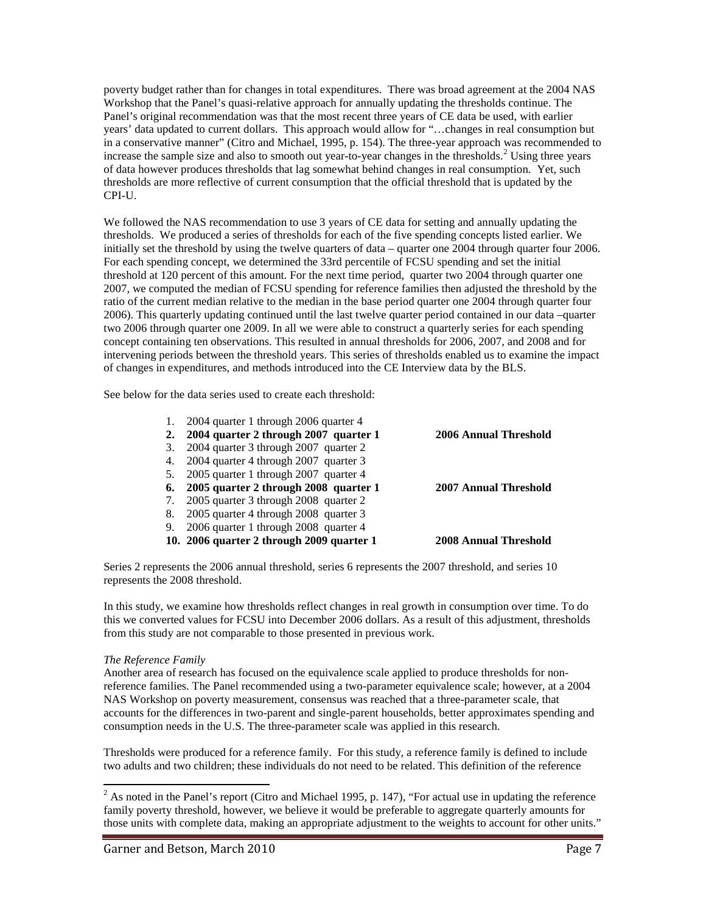poverty budget rather than for changes in total expenditures. There was broad agreement at the 2004 NAS Workshop that the Panel's quasi-relative approach for annually updating the thresholds continue. The Panel's original recommendation was that the most recent three years of CE data be used, with earlier years' data updated to current dollars. This approach would allow for "…changes in real consumption but in a conservative manner" (Citro and Michael, 1995, p. 154). The three-year approach was recommended to increase the sample size and also to smooth out year-to-year changes in the thresholds.[2] Using three years of data however produces thresholds that lag somewhat behind changes in real consumption. Yet, such thresholds are more reflective of current consumption that the official threshold that is updated by the CPI-U.

We followed the NAS recommendation to use 3 years of CE data for setting and annually updating the thresholds. We produced a series of thresholds for each of the five spending concepts listed earlier. We initially set the threshold by using the twelve quarters of data – quarter one 2004 through quarter four 2006. For each spending concept, we determined the 33rd percentile of FCSU spending and set the initial threshold at 120 percent of this amount. For the next time period, quarter two 2004 through quarter one 2007, we computed the median of FCSU spending for reference families then adjusted the threshold by the ratio of the current median relative to the median in the base period quarter one 2004 through quarter four 2006). This quarterly updating continued until the last twelve quarter period contained in our data –quarter two 2006 through quarter one 2009. In all we were able to construct a quarterly series for each spending concept containing ten observations. This resulted in annual thresholds for 2006, 2007, and 2008 and for intervening periods between the threshold years. This series of thresholds enabled us to examine the impact of changes in expenditures, and methods introduced into the CE Interview data by the BLS.

See below for the data series used to create each threshold:

1. 2004 quarter 1 through 2006 quarter 4
2. **2004 quarter 2 through 2007 quarter 1** — **2006 Annual Threshold**
3. 2004 quarter 3 through 2007 quarter 2
4. 2004 quarter 4 through 2007 quarter 3
5. 2005 quarter 1 through 2007 quarter 4
6. **2005 quarter 2 through 2008 quarter 1** — **2007 Annual Threshold**
7. 2005 quarter 3 through 2008 quarter 2
8. 2005 quarter 4 through 2008 quarter 3
9. 2006 quarter 1 through 2008 quarter 4
10. **2006 quarter 2 through 2009 quarter 1** — **2008 Annual Threshold**

Series 2 represents the 2006 annual threshold, series 6 represents the 2007 threshold, and series 10 represents the 2008 threshold.

In this study, we examine how thresholds reflect changes in real growth in consumption over time. To do this we converted values for FCSU into December 2006 dollars. As a result of this adjustment, thresholds from this study are not comparable to those presented in previous work.

*The Reference Family*

Another area of research has focused on the equivalence scale applied to produce thresholds for non-reference families. The Panel recommended using a two-parameter equivalence scale; however, at a 2004 NAS Workshop on poverty measurement, consensus was reached that a three-parameter scale, that accounts for the differences in two-parent and single-parent households, better approximates spending and consumption needs in the U.S. The three-parameter scale was applied in this research.

Thresholds were produced for a reference family. For this study, a reference family is defined to include two adults and two children; these individuals do not need to be related. This definition of the reference

[2] As noted in the Panel's report (Citro and Michael 1995, p. 147), "For actual use in updating the reference family poverty threshold, however, we believe it would be preferable to aggregate quarterly amounts for those units with complete data, making an appropriate adjustment to the weights to account for other units."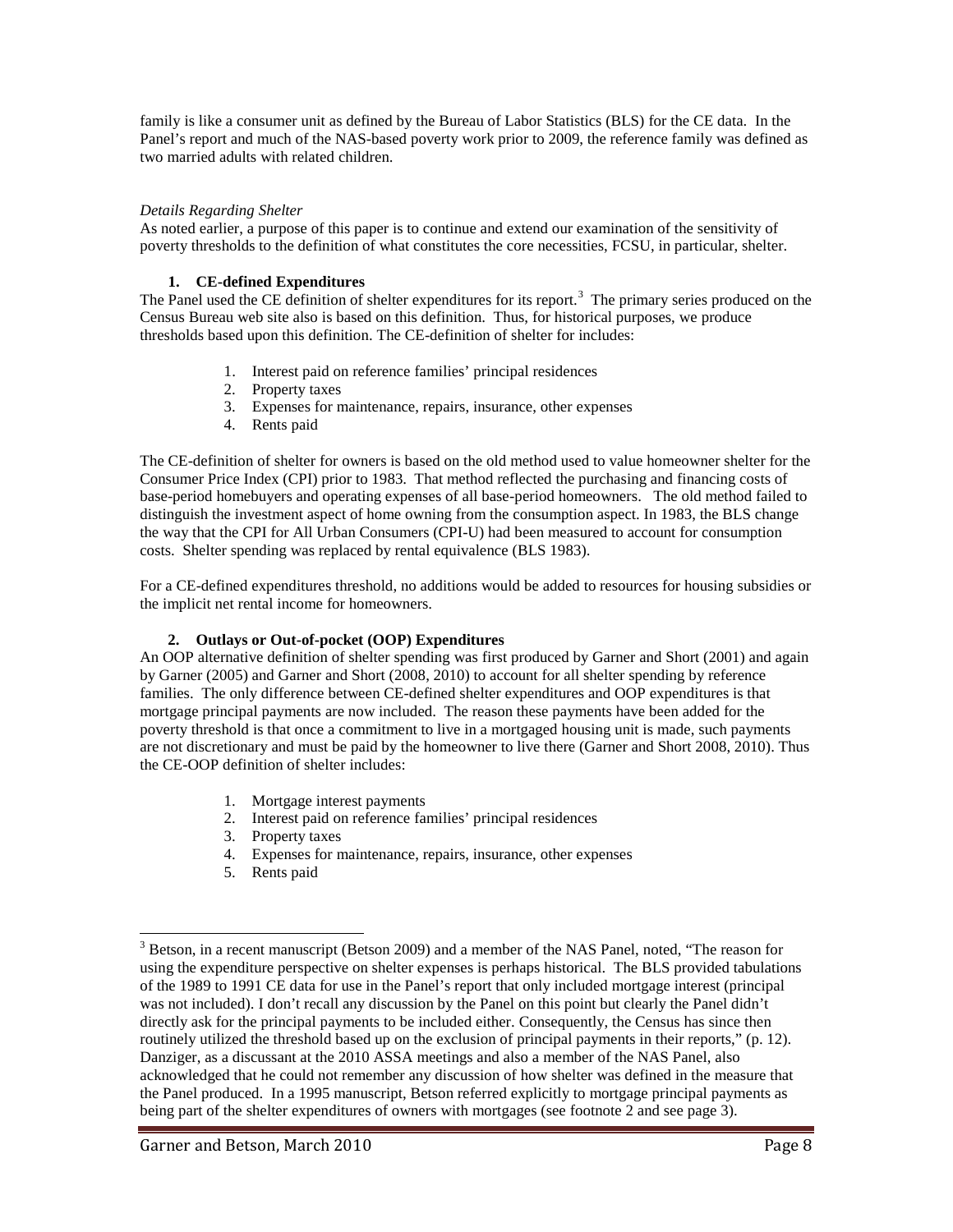family is like a consumer unit as defined by the Bureau of Labor Statistics (BLS) for the CE data. In the Panel's report and much of the NAS-based poverty work prior to 2009, the reference family was defined as two married adults with related children.

*Details Regarding Shelter*

As noted earlier, a purpose of this paper is to continue and extend our examination of the sensitivity of poverty thresholds to the definition of what constitutes the core necessities, FCSU, in particular, shelter.

### 1. CE-defined Expenditures

The Panel used the CE definition of shelter expenditures for its report.[3] The primary series produced on the Census Bureau web site also is based on this definition. Thus, for historical purposes, we produce thresholds based upon this definition. The CE-definition of shelter for includes:

1. Interest paid on reference families' principal residences
2. Property taxes
3. Expenses for maintenance, repairs, insurance, other expenses
4. Rents paid

The CE-definition of shelter for owners is based on the old method used to value homeowner shelter for the Consumer Price Index (CPI) prior to 1983. That method reflected the purchasing and financing costs of base-period homebuyers and operating expenses of all base-period homeowners. The old method failed to distinguish the investment aspect of home owning from the consumption aspect. In 1983, the BLS change the way that the CPI for All Urban Consumers (CPI-U) had been measured to account for consumption costs. Shelter spending was replaced by rental equivalence (BLS 1983).

For a CE-defined expenditures threshold, no additions would be added to resources for housing subsidies or the implicit net rental income for homeowners.

### 2. Outlays or Out-of-pocket (OOP) Expenditures

An OOP alternative definition of shelter spending was first produced by Garner and Short (2001) and again by Garner (2005) and Garner and Short (2008, 2010) to account for all shelter spending by reference families. The only difference between CE-defined shelter expenditures and OOP expenditures is that mortgage principal payments are now included. The reason these payments have been added for the poverty threshold is that once a commitment to live in a mortgaged housing unit is made, such payments are not discretionary and must be paid by the homeowner to live there (Garner and Short 2008, 2010). Thus the CE-OOP definition of shelter includes:

1. Mortgage interest payments
2. Interest paid on reference families' principal residences
3. Property taxes
4. Expenses for maintenance, repairs, insurance, other expenses
5. Rents paid

---

[3] Betson, in a recent manuscript (Betson 2009) and a member of the NAS Panel, noted, "The reason for using the expenditure perspective on shelter expenses is perhaps historical. The BLS provided tabulations of the 1989 to 1991 CE data for use in the Panel's report that only included mortgage interest (principal was not included). I don't recall any discussion by the Panel on this point but clearly the Panel didn't directly ask for the principal payments to be included either. Consequently, the Census has since then routinely utilized the threshold based up on the exclusion of principal payments in their reports," (p. 12). Danziger, as a discussant at the 2010 ASSA meetings and also a member of the NAS Panel, also acknowledged that he could not remember any discussion of how shelter was defined in the measure that the Panel produced. In a 1995 manuscript, Betson referred explicitly to mortgage principal payments as being part of the shelter expenditures of owners with mortgages (see footnote 2 and see page 3).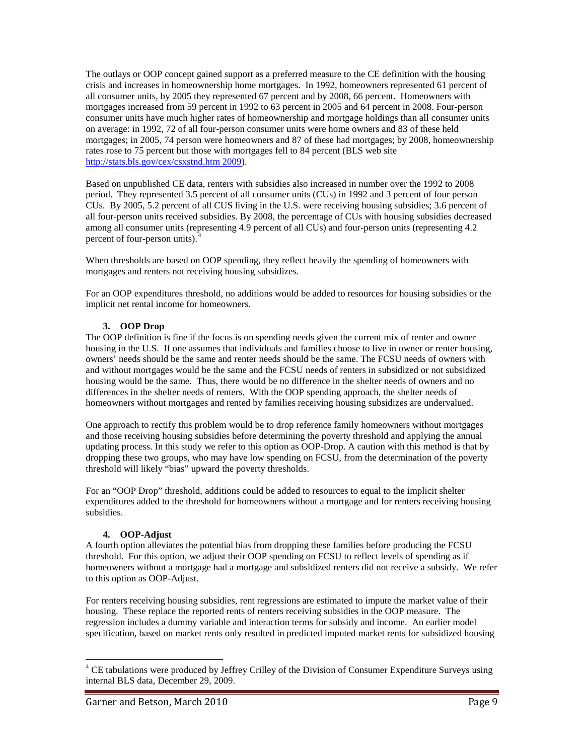The outlays or OOP concept gained support as a preferred measure to the CE definition with the housing crisis and increases in homeownership home mortgages. In 1992, homeowners represented 61 percent of all consumer units, by 2005 they represented 67 percent and by 2008, 66 percent. Homeowners with mortgages increased from 59 percent in 1992 to 63 percent in 2005 and 64 percent in 2008. Four-person consumer units have much higher rates of homeownership and mortgage holdings than all consumer units on average: in 1992, 72 of all four-person consumer units were home owners and 83 of these held mortgages; in 2005, 74 person were homeowners and 87 of these had mortgages; by 2008, homeownership rates rose to 75 percent but those with mortgages fell to 84 percent (BLS web site http://stats.bls.gov/cex/csxstnd.htm 2009).

Based on unpublished CE data, renters with subsidies also increased in number over the 1992 to 2008 period. They represented 3.5 percent of all consumer units (CUs) in 1992 and 3 percent of four person CUs. By 2005, 5.2 percent of all CUS living in the U.S. were receiving housing subsidies; 3.6 percent of all four-person units received subsidies. By 2008, the percentage of CUs with housing subsidies decreased among all consumer units (representing 4.9 percent of all CUs) and four-person units (representing 4.2 percent of four-person units).[4]

When thresholds are based on OOP spending, they reflect heavily the spending of homeowners with mortgages and renters not receiving housing subsidizes.

For an OOP expenditures threshold, no additions would be added to resources for housing subsidies or the implicit net rental income for homeowners.

### 3. OOP Drop

The OOP definition is fine if the focus is on spending needs given the current mix of renter and owner housing in the U.S. If one assumes that individuals and families choose to live in owner or renter housing, owners' needs should be the same and renter needs should be the same. The FCSU needs of owners with and without mortgages would be the same and the FCSU needs of renters in subsidized or not subsidized housing would be the same. Thus, there would be no difference in the shelter needs of owners and no differences in the shelter needs of renters. With the OOP spending approach, the shelter needs of homeowners without mortgages and rented by families receiving housing subsidizes are undervalued.

One approach to rectify this problem would be to drop reference family homeowners without mortgages and those receiving housing subsidies before determining the poverty threshold and applying the annual updating process. In this study we refer to this option as OOP-Drop. A caution with this method is that by dropping these two groups, who may have low spending on FCSU, from the determination of the poverty threshold will likely "bias" upward the poverty thresholds.

For an "OOP Drop" threshold, additions could be added to resources to equal to the implicit shelter expenditures added to the threshold for homeowners without a mortgage and for renters receiving housing subsidies.

### 4. OOP-Adjust

A fourth option alleviates the potential bias from dropping these families before producing the FCSU threshold. For this option, we adjust their OOP spending on FCSU to reflect levels of spending as if homeowners without a mortgage had a mortgage and subsidized renters did not receive a subsidy. We refer to this option as OOP-Adjust.

For renters receiving housing subsidies, rent regressions are estimated to impute the market value of their housing. These replace the reported rents of renters receiving subsidies in the OOP measure. The regression includes a dummy variable and interaction terms for subsidy and income. An earlier model specification, based on market rents only resulted in predicted imputed market rents for subsidized housing

---

[4] CE tabulations were produced by Jeffrey Crilley of the Division of Consumer Expenditure Surveys using internal BLS data, December 29, 2009.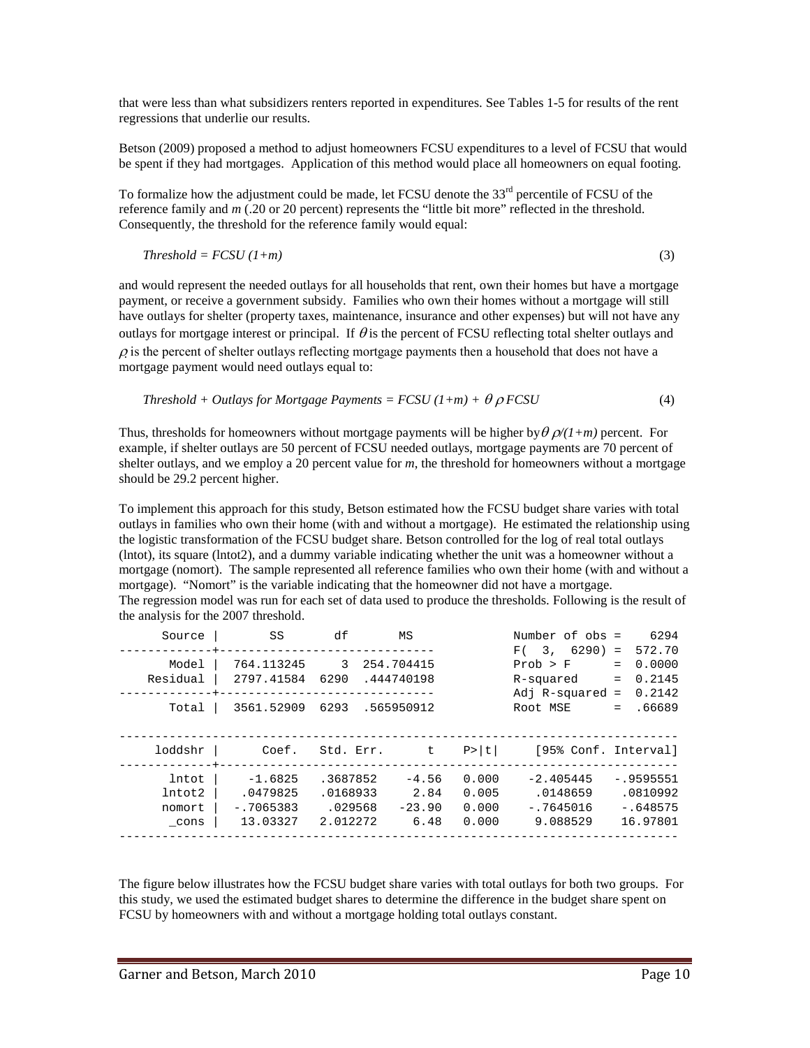that were less than what subsidizers renters reported in expenditures. See Tables 1-5 for results of the rent regressions that underlie our results.

Betson (2009) proposed a method to adjust homeowners FCSU expenditures to a level of FCSU that would be spent if they had mortgages. Application of this method would place all homeowners on equal footing.

To formalize how the adjustment could be made, let FCSU denote the 33[rd] percentile of FCSU of the reference family and *m* (.20 or 20 percent) represents the "little bit more" reflected in the threshold. Consequently, the threshold for the reference family would equal:

$$Threshold = FCSU\,(1+m) \tag{3}$$

and would represent the needed outlays for all households that rent, own their homes but have a mortgage payment, or receive a government subsidy. Families who own their homes without a mortgage will still have outlays for shelter (property taxes, maintenance, insurance and other expenses) but will not have any outlays for mortgage interest or principal. If $\theta$ is the percent of FCSU reflecting total shelter outlays and $\rho$ is the percent of shelter outlays reflecting mortgage payments then a household that does not have a mortgage payment would need outlays equal to:

$$Threshold + Outlays\ for\ Mortgage\ Payments = FCSU\,(1+m) + \theta\,\rho\,FCSU \tag{4}$$

Thus, thresholds for homeowners without mortgage payments will be higher by $\theta\,\rho/(1+m)$ percent. For example, if shelter outlays are 50 percent of FCSU needed outlays, mortgage payments are 70 percent of shelter outlays, and we employ a 20 percent value for *m*, the threshold for homeowners without a mortgage should be 29.2 percent higher.

To implement this approach for this study, Betson estimated how the FCSU budget share varies with total outlays in families who own their home (with and without a mortgage). He estimated the relationship using the logistic transformation of the FCSU budget share. Betson controlled for the log of real total outlays (lntot), its square (lntot2), and a dummy variable indicating whether the unit was a homeowner without a mortgage (nomort). The sample represented all reference families who own their home (with and without a mortgage). "Nomort" is the variable indicating that the homeowner did not have a mortgage. The regression model was run for each set of data used to produce the thresholds. Following is the result of the analysis for the 2007 threshold.

```
      Source |       SS       df       MS              Number of obs =    6294
-------------+------------------------------           F(  3,  6290) =  572.70
       Model |  764.113245     3  254.704415           Prob > F      =  0.0000
    Residual |  2797.41584  6290  .444740198           R-squared     =  0.2145
-------------+------------------------------           Adj R-squared =  0.2142
       Total |  3561.52909  6293  .565950912           Root MSE      =  .66689

------------------------------------------------------------------------------
     loddshr |      Coef.   Std. Err.      t    P>|t|     [95% Conf. Interval]
-------------+----------------------------------------------------------------
       lntot |    -1.6825   .3687852    -4.56   0.000    -2.405445   -.9595551
      lntot2 |   .0479825   .0168933     2.84   0.005     .0148659    .0810992
      nomort |  -.7065383    .029568   -23.90   0.000    -.7645016    -.648575
       _cons |   13.03327   2.012272     6.48   0.000     9.088529    16.97801
------------------------------------------------------------------------------
```

The figure below illustrates how the FCSU budget share varies with total outlays for both two groups. For this study, we used the estimated budget shares to determine the difference in the budget share spent on FCSU by homeowners with and without a mortgage holding total outlays constant.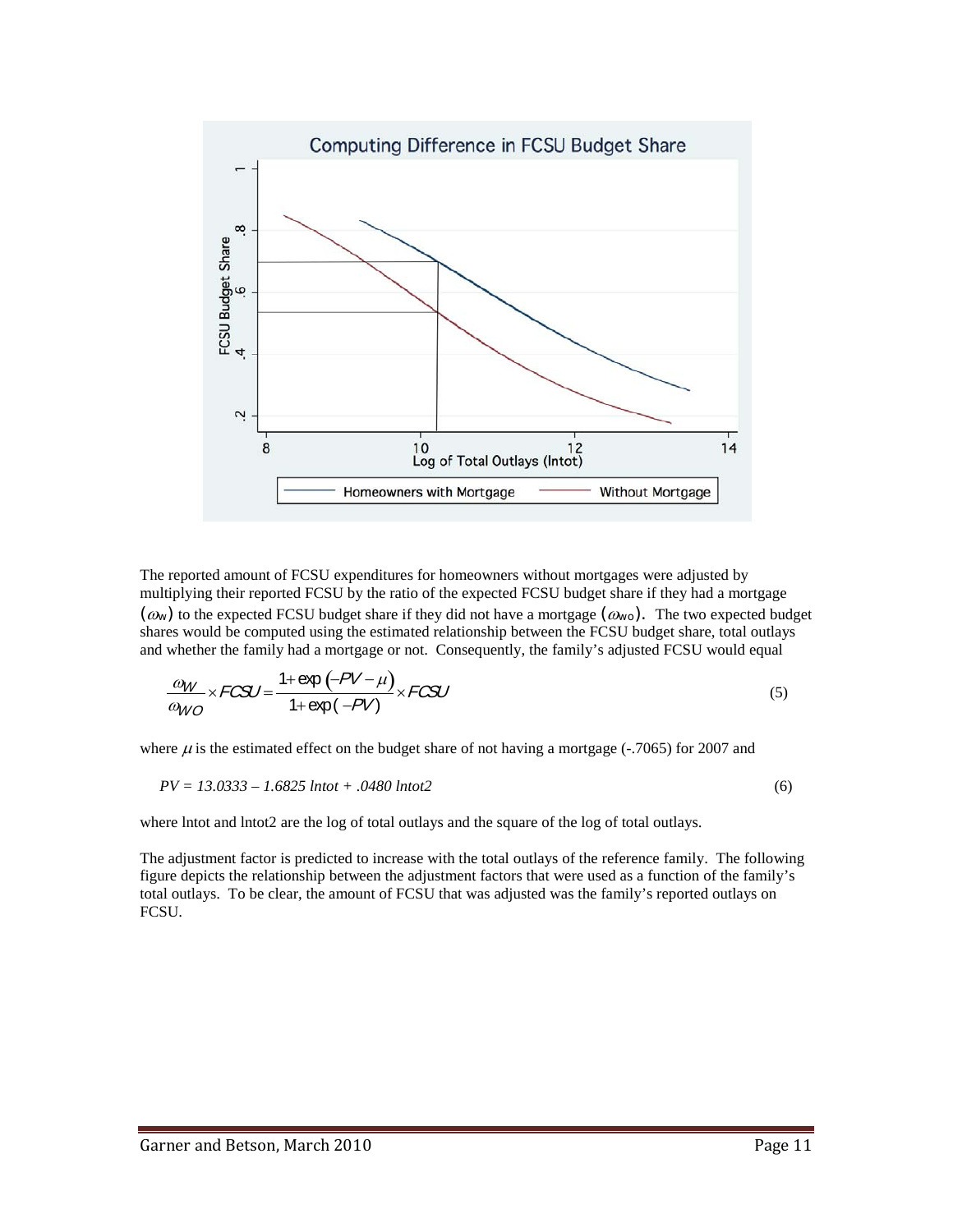The reported amount of FCSU expenditures for homeowners without mortgages were adjusted by multiplying their reported FCSU by the ratio of the expected FCSU budget share if they had a mortgage ($\omega_W$) to the expected FCSU budget share if they did not have a mortgage ($\omega_{WO}$). The two expected budget shares would be computed using the estimated relationship between the FCSU budget share, total outlays and whether the family had a mortgage or not. Consequently, the family's adjusted FCSU would equal

$$\frac{\omega_W}{\omega_{WO}} \times FCSU = \frac{1 + \exp\left(-PV - \mu\right)}{1 + \exp\left(-PV\right)} \times FCSU \tag{5}$$

where $\mu$ is the estimated effect on the budget share of not having a mortgage (-.7065) for 2007 and

$$PV = 13.0333 - 1.6825\ lntot + .0480\ lntot2 \tag{6}$$

where lntot and lntot2 are the log of total outlays and the square of the log of total outlays.

The adjustment factor is predicted to increase with the total outlays of the reference family. The following figure depicts the relationship between the adjustment factors that were used as a function of the family's total outlays. To be clear, the amount of FCSU that was adjusted was the family's reported outlays on FCSU.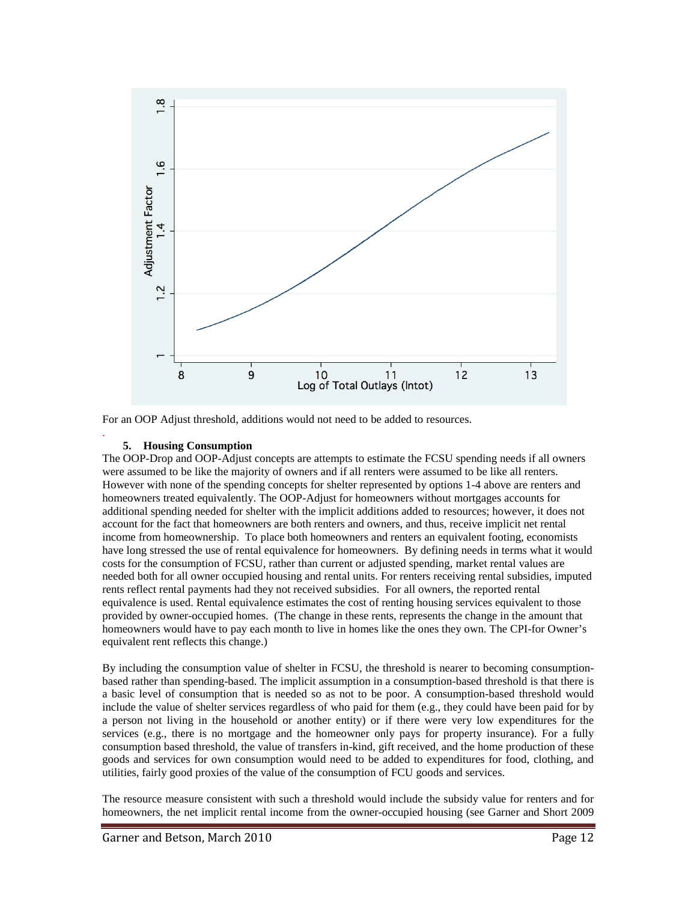For an OOP Adjust threshold, additions would not need to be added to resources.

### 5. Housing Consumption

The OOP-Drop and OOP-Adjust concepts are attempts to estimate the FCSU spending needs if all owners were assumed to be like the majority of owners and if all renters were assumed to be like all renters. However with none of the spending concepts for shelter represented by options 1-4 above are renters and homeowners treated equivalently. The OOP-Adjust for homeowners without mortgages accounts for additional spending needed for shelter with the implicit additions added to resources; however, it does not account for the fact that homeowners are both renters and owners, and thus, receive implicit net rental income from homeownership. To place both homeowners and renters an equivalent footing, economists have long stressed the use of rental equivalence for homeowners. By defining needs in terms what it would costs for the consumption of FCSU, rather than current or adjusted spending, market rental values are needed both for all owner occupied housing and rental units. For renters receiving rental subsidies, imputed rents reflect rental payments had they not received subsidies. For all owners, the reported rental equivalence is used. Rental equivalence estimates the cost of renting housing services equivalent to those provided by owner-occupied homes. (The change in these rents, represents the change in the amount that homeowners would have to pay each month to live in homes like the ones they own. The CPI-for Owner's equivalent rent reflects this change.)

By including the consumption value of shelter in FCSU, the threshold is nearer to becoming consumption-based rather than spending-based. The implicit assumption in a consumption-based threshold is that there is a basic level of consumption that is needed so as not to be poor. A consumption-based threshold would include the value of shelter services regardless of who paid for them (e.g., they could have been paid for by a person not living in the household or another entity) or if there were very low expenditures for the services (e.g., there is no mortgage and the homeowner only pays for property insurance). For a fully consumption based threshold, the value of transfers in-kind, gift received, and the home production of these goods and services for own consumption would need to be added to expenditures for food, clothing, and utilities, fairly good proxies of the value of the consumption of FCU goods and services.

The resource measure consistent with such a threshold would include the subsidy value for renters and for homeowners, the net implicit rental income from the owner-occupied housing (see Garner and Short 2009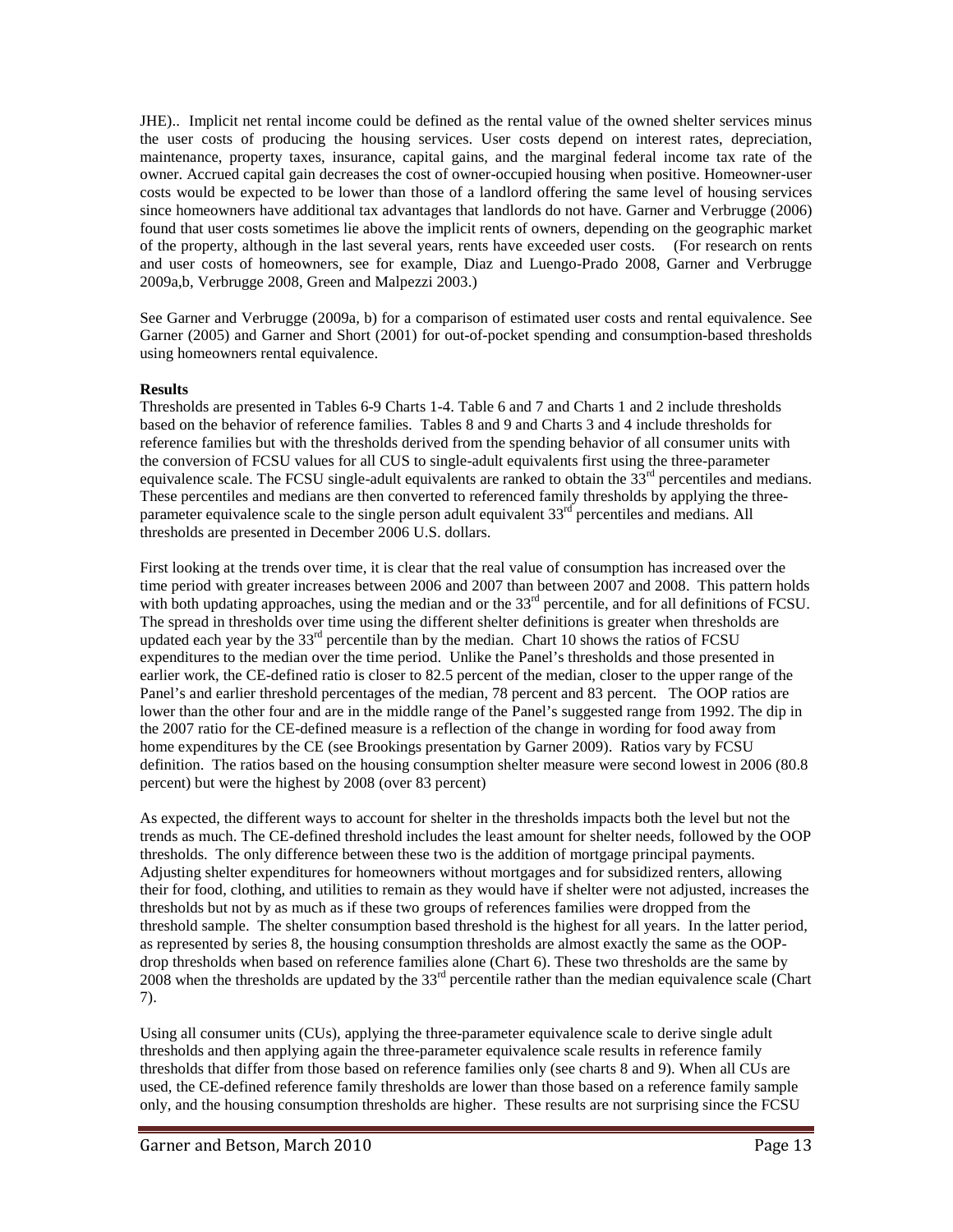JHE).. Implicit net rental income could be defined as the rental value of the owned shelter services minus the user costs of producing the housing services. User costs depend on interest rates, depreciation, maintenance, property taxes, insurance, capital gains, and the marginal federal income tax rate of the owner. Accrued capital gain decreases the cost of owner-occupied housing when positive. Homeowner-user costs would be expected to be lower than those of a landlord offering the same level of housing services since homeowners have additional tax advantages that landlords do not have. Garner and Verbrugge (2006) found that user costs sometimes lie above the implicit rents of owners, depending on the geographic market of the property, although in the last several years, rents have exceeded user costs. (For research on rents and user costs of homeowners, see for example, Diaz and Luengo-Prado 2008, Garner and Verbrugge 2009a,b, Verbrugge 2008, Green and Malpezzi 2003.)

See Garner and Verbrugge (2009a, b) for a comparison of estimated user costs and rental equivalence. See Garner (2005) and Garner and Short (2001) for out-of-pocket spending and consumption-based thresholds using homeowners rental equivalence.

**Results**

Thresholds are presented in Tables 6-9 Charts 1-4. Table 6 and 7 and Charts 1 and 2 include thresholds based on the behavior of reference families. Tables 8 and 9 and Charts 3 and 4 include thresholds for reference families but with the thresholds derived from the spending behavior of all consumer units with the conversion of FCSU values for all CUS to single-adult equivalents first using the three-parameter equivalence scale. The FCSU single-adult equivalents are ranked to obtain the 33rd percentiles and medians. These percentiles and medians are then converted to referenced family thresholds by applying the three-parameter equivalence scale to the single person adult equivalent 33rd percentiles and medians. All thresholds are presented in December 2006 U.S. dollars.

First looking at the trends over time, it is clear that the real value of consumption has increased over the time period with greater increases between 2006 and 2007 than between 2007 and 2008. This pattern holds with both updating approaches, using the median and or the 33rd percentile, and for all definitions of FCSU. The spread in thresholds over time using the different shelter definitions is greater when thresholds are updated each year by the 33rd percentile than by the median. Chart 10 shows the ratios of FCSU expenditures to the median over the time period. Unlike the Panel's thresholds and those presented in earlier work, the CE-defined ratio is closer to 82.5 percent of the median, closer to the upper range of the Panel's and earlier threshold percentages of the median, 78 percent and 83 percent. The OOP ratios are lower than the other four and are in the middle range of the Panel's suggested range from 1992. The dip in the 2007 ratio for the CE-defined measure is a reflection of the change in wording for food away from home expenditures by the CE (see Brookings presentation by Garner 2009). Ratios vary by FCSU definition. The ratios based on the housing consumption shelter measure were second lowest in 2006 (80.8 percent) but were the highest by 2008 (over 83 percent)

As expected, the different ways to account for shelter in the thresholds impacts both the level but not the trends as much. The CE-defined threshold includes the least amount for shelter needs, followed by the OOP thresholds. The only difference between these two is the addition of mortgage principal payments. Adjusting shelter expenditures for homeowners without mortgages and for subsidized renters, allowing their for food, clothing, and utilities to remain as they would have if shelter were not adjusted, increases the thresholds but not by as much as if these two groups of references families were dropped from the threshold sample. The shelter consumption based threshold is the highest for all years. In the latter period, as represented by series 8, the housing consumption thresholds are almost exactly the same as the OOP-drop thresholds when based on reference families alone (Chart 6). These two thresholds are the same by 2008 when the thresholds are updated by the 33rd percentile rather than the median equivalence scale (Chart 7).

Using all consumer units (CUs), applying the three-parameter equivalence scale to derive single adult thresholds and then applying again the three-parameter equivalence scale results in reference family thresholds that differ from those based on reference families only (see charts 8 and 9). When all CUs are used, the CE-defined reference family thresholds are lower than those based on a reference family sample only, and the housing consumption thresholds are higher. These results are not surprising since the FCSU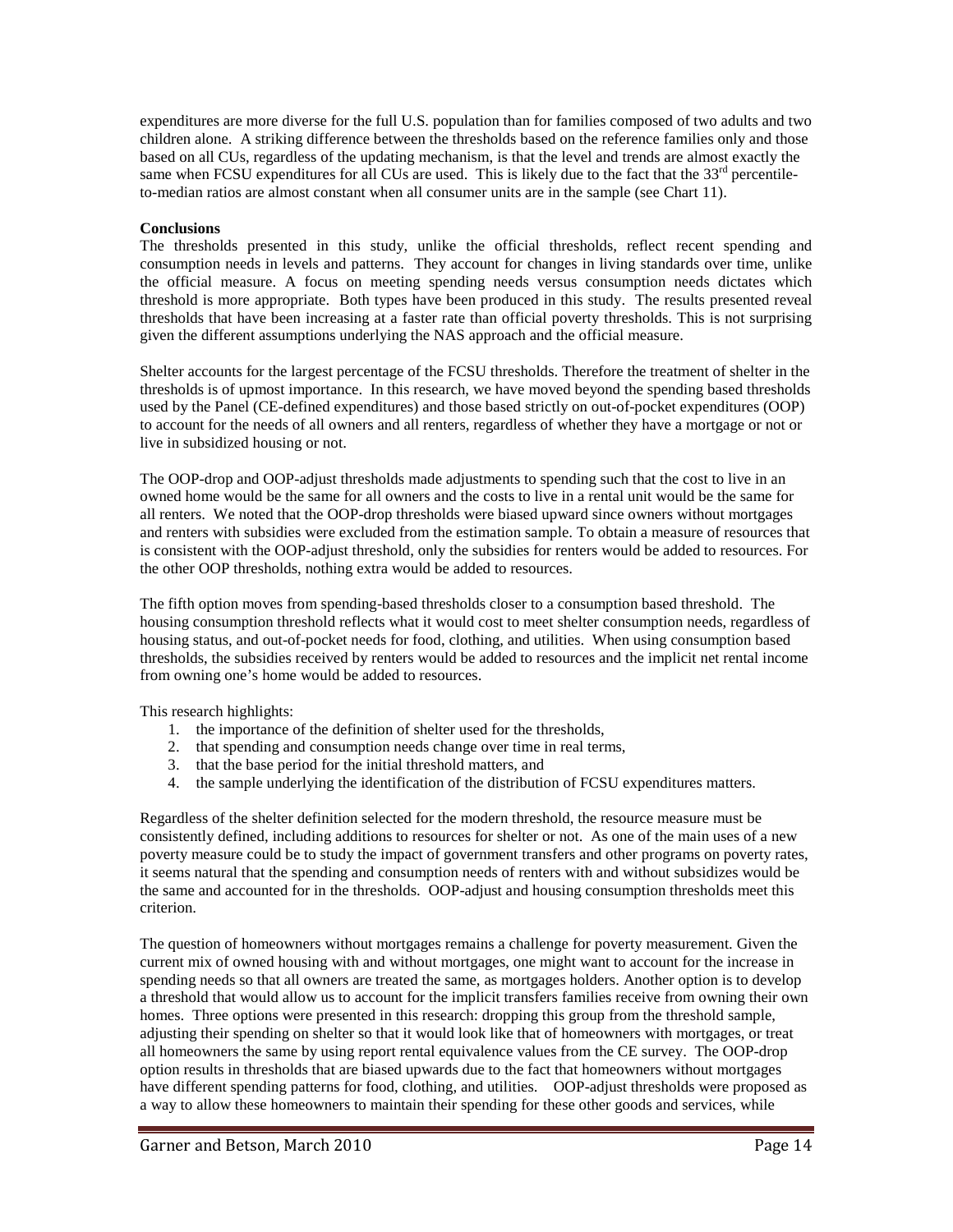expenditures are more diverse for the full U.S. population than for families composed of two adults and two children alone. A striking difference between the thresholds based on the reference families only and those based on all CUs, regardless of the updating mechanism, is that the level and trends are almost exactly the same when FCSU expenditures for all CUs are used. This is likely due to the fact that the 33[rd] percentile-to-median ratios are almost constant when all consumer units are in the sample (see Chart 11).

**Conclusions**

The thresholds presented in this study, unlike the official thresholds, reflect recent spending and consumption needs in levels and patterns. They account for changes in living standards over time, unlike the official measure. A focus on meeting spending needs versus consumption needs dictates which threshold is more appropriate. Both types have been produced in this study. The results presented reveal thresholds that have been increasing at a faster rate than official poverty thresholds. This is not surprising given the different assumptions underlying the NAS approach and the official measure.

Shelter accounts for the largest percentage of the FCSU thresholds. Therefore the treatment of shelter in the thresholds is of upmost importance. In this research, we have moved beyond the spending based thresholds used by the Panel (CE-defined expenditures) and those based strictly on out-of-pocket expenditures (OOP) to account for the needs of all owners and all renters, regardless of whether they have a mortgage or not or live in subsidized housing or not.

The OOP-drop and OOP-adjust thresholds made adjustments to spending such that the cost to live in an owned home would be the same for all owners and the costs to live in a rental unit would be the same for all renters. We noted that the OOP-drop thresholds were biased upward since owners without mortgages and renters with subsidies were excluded from the estimation sample. To obtain a measure of resources that is consistent with the OOP-adjust threshold, only the subsidies for renters would be added to resources. For the other OOP thresholds, nothing extra would be added to resources.

The fifth option moves from spending-based thresholds closer to a consumption based threshold. The housing consumption threshold reflects what it would cost to meet shelter consumption needs, regardless of housing status, and out-of-pocket needs for food, clothing, and utilities. When using consumption based thresholds, the subsidies received by renters would be added to resources and the implicit net rental income from owning one's home would be added to resources.

This research highlights:

1. the importance of the definition of shelter used for the thresholds,
2. that spending and consumption needs change over time in real terms,
3. that the base period for the initial threshold matters, and
4. the sample underlying the identification of the distribution of FCSU expenditures matters.

Regardless of the shelter definition selected for the modern threshold, the resource measure must be consistently defined, including additions to resources for shelter or not. As one of the main uses of a new poverty measure could be to study the impact of government transfers and other programs on poverty rates, it seems natural that the spending and consumption needs of renters with and without subsidizes would be the same and accounted for in the thresholds. OOP-adjust and housing consumption thresholds meet this criterion.

The question of homeowners without mortgages remains a challenge for poverty measurement. Given the current mix of owned housing with and without mortgages, one might want to account for the increase in spending needs so that all owners are treated the same, as mortgages holders. Another option is to develop a threshold that would allow us to account for the implicit transfers families receive from owning their own homes. Three options were presented in this research: dropping this group from the threshold sample, adjusting their spending on shelter so that it would look like that of homeowners with mortgages, or treat all homeowners the same by using report rental equivalence values from the CE survey. The OOP-drop option results in thresholds that are biased upwards due to the fact that homeowners without mortgages have different spending patterns for food, clothing, and utilities. OOP-adjust thresholds were proposed as a way to allow these homeowners to maintain their spending for these other goods and services, while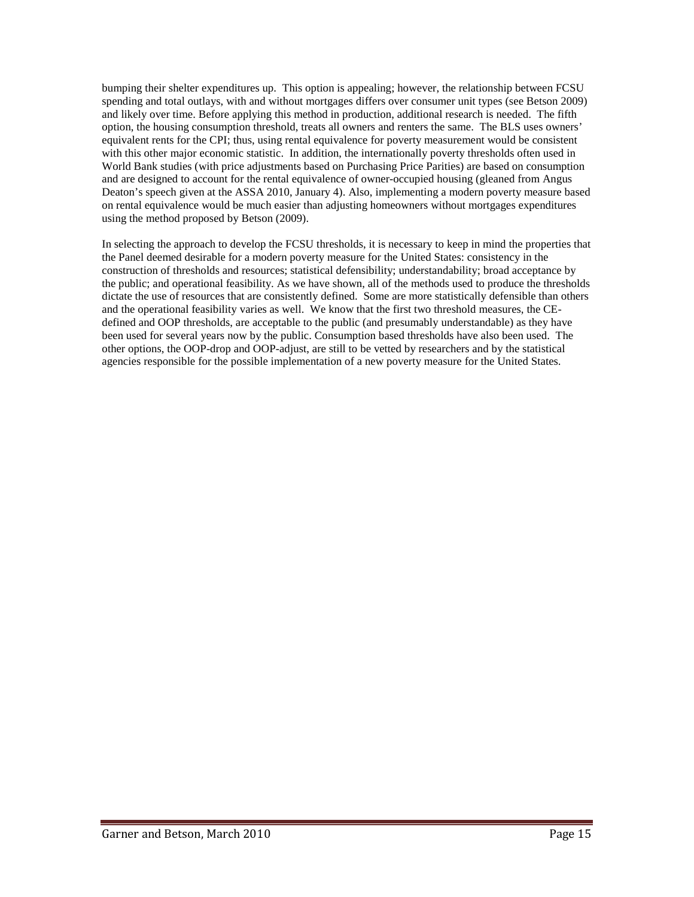bumping their shelter expenditures up. This option is appealing; however, the relationship between FCSU spending and total outlays, with and without mortgages differs over consumer unit types (see Betson 2009) and likely over time. Before applying this method in production, additional research is needed. The fifth option, the housing consumption threshold, treats all owners and renters the same. The BLS uses owners' equivalent rents for the CPI; thus, using rental equivalence for poverty measurement would be consistent with this other major economic statistic. In addition, the internationally poverty thresholds often used in World Bank studies (with price adjustments based on Purchasing Price Parities) are based on consumption and are designed to account for the rental equivalence of owner-occupied housing (gleaned from Angus Deaton's speech given at the ASSA 2010, January 4). Also, implementing a modern poverty measure based on rental equivalence would be much easier than adjusting homeowners without mortgages expenditures using the method proposed by Betson (2009).

In selecting the approach to develop the FCSU thresholds, it is necessary to keep in mind the properties that the Panel deemed desirable for a modern poverty measure for the United States: consistency in the construction of thresholds and resources; statistical defensibility; understandability; broad acceptance by the public; and operational feasibility. As we have shown, all of the methods used to produce the thresholds dictate the use of resources that are consistently defined. Some are more statistically defensible than others and the operational feasibility varies as well. We know that the first two threshold measures, the CE-defined and OOP thresholds, are acceptable to the public (and presumably understandable) as they have been used for several years now by the public. Consumption based thresholds have also been used. The other options, the OOP-drop and OOP-adjust, are still to be vetted by researchers and by the statistical agencies responsible for the possible implementation of a new poverty measure for the United States.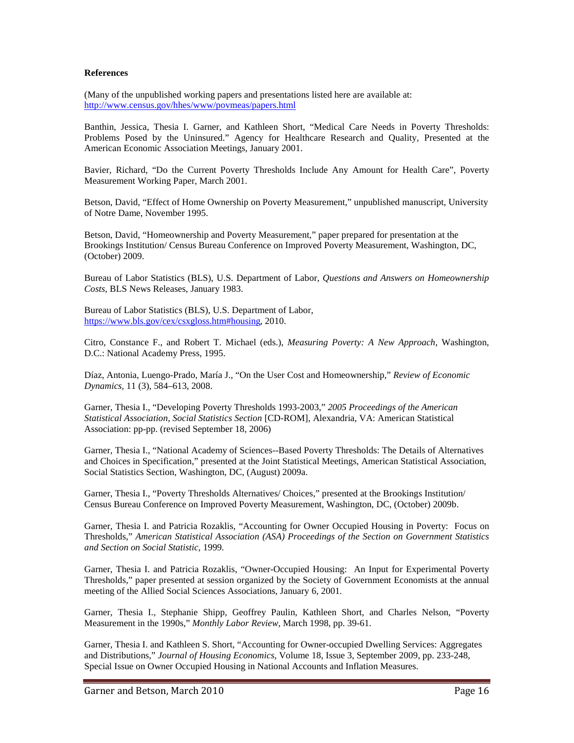**References**

(Many of the unpublished working papers and presentations listed here are available at: http://www.census.gov/hhes/www/povmeas/papers.html

Banthin, Jessica, Thesia I. Garner, and Kathleen Short, "Medical Care Needs in Poverty Thresholds: Problems Posed by the Uninsured." Agency for Healthcare Research and Quality, Presented at the American Economic Association Meetings, January 2001.

Bavier, Richard, "Do the Current Poverty Thresholds Include Any Amount for Health Care", Poverty Measurement Working Paper, March 2001.

Betson, David, "Effect of Home Ownership on Poverty Measurement," unpublished manuscript, University of Notre Dame, November 1995.

Betson, David, "Homeownership and Poverty Measurement," paper prepared for presentation at the Brookings Institution/ Census Bureau Conference on Improved Poverty Measurement, Washington, DC, (October) 2009.

Bureau of Labor Statistics (BLS), U.S. Department of Labor, *Questions and Answers on Homeownership Costs*, BLS News Releases, January 1983.

Bureau of Labor Statistics (BLS), U.S. Department of Labor, https://www.bls.gov/cex/csxgloss.htm#housing, 2010.

Citro, Constance F., and Robert T. Michael (eds.), *Measuring Poverty: A New Approach*, Washington, D.C.: National Academy Press, 1995.

Díaz, Antonia, Luengo-Prado, María J., "On the User Cost and Homeownership," *Review of Economic Dynamics*, 11 (3), 584–613, 2008.

Garner, Thesia I., "Developing Poverty Thresholds 1993-2003," *2005 Proceedings of the American Statistical Association, Social Statistics Section* [CD-ROM], Alexandria, VA: American Statistical Association: pp-pp. (revised September 18, 2006)

Garner, Thesia I., "National Academy of Sciences--Based Poverty Thresholds: The Details of Alternatives and Choices in Specification," presented at the Joint Statistical Meetings, American Statistical Association, Social Statistics Section, Washington, DC, (August) 2009a.

Garner, Thesia I., "Poverty Thresholds Alternatives/ Choices," presented at the Brookings Institution/ Census Bureau Conference on Improved Poverty Measurement, Washington, DC, (October) 2009b.

Garner, Thesia I. and Patricia Rozaklis, "Accounting for Owner Occupied Housing in Poverty: Focus on Thresholds," *American Statistical Association (ASA) Proceedings of the Section on Government Statistics and Section on Social Statistic*, 1999.

Garner, Thesia I. and Patricia Rozaklis, "Owner-Occupied Housing: An Input for Experimental Poverty Thresholds," paper presented at session organized by the Society of Government Economists at the annual meeting of the Allied Social Sciences Associations, January 6, 2001.

Garner, Thesia I., Stephanie Shipp, Geoffrey Paulin, Kathleen Short, and Charles Nelson, "Poverty Measurement in the 1990s," *Monthly Labor Review*, March 1998, pp. 39-61.

Garner, Thesia I. and Kathleen S. Short, "Accounting for Owner-occupied Dwelling Services: Aggregates and Distributions," *Journal of Housing Economics*, Volume 18, Issue 3, September 2009, pp. 233-248, Special Issue on Owner Occupied Housing in National Accounts and Inflation Measures.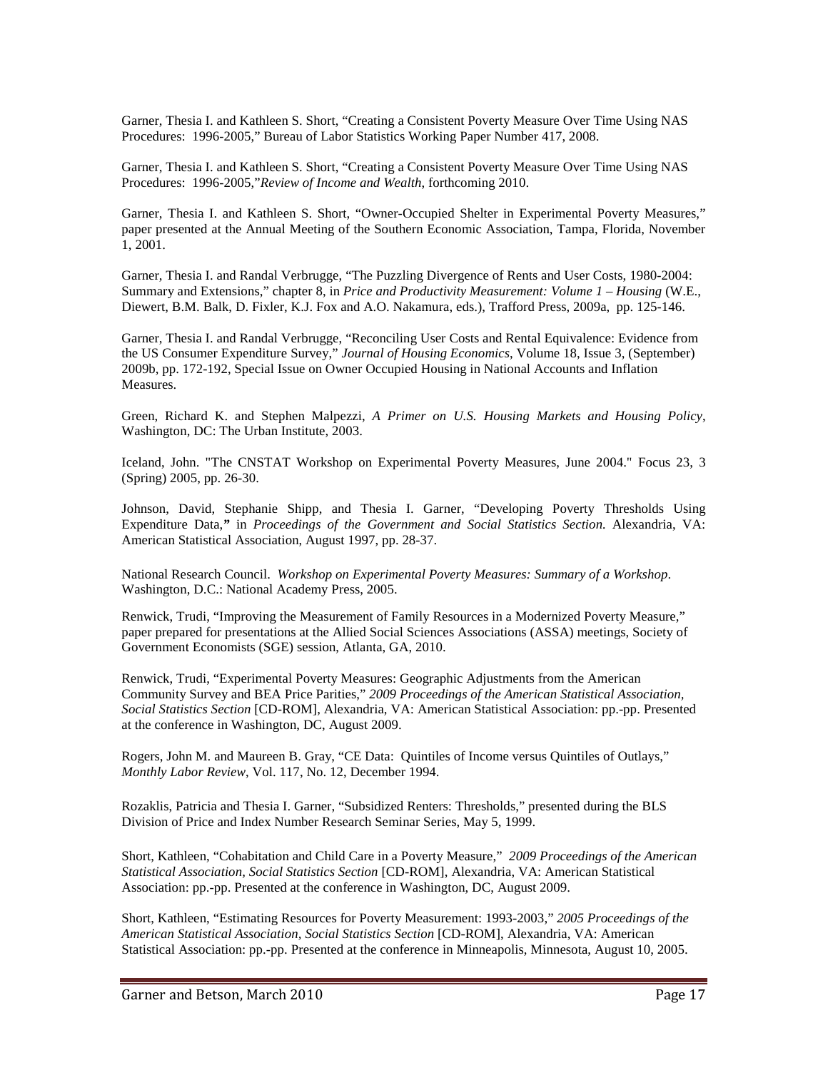Garner, Thesia I. and Kathleen S. Short, "Creating a Consistent Poverty Measure Over Time Using NAS Procedures: 1996-2005," Bureau of Labor Statistics Working Paper Number 417, 2008.

Garner, Thesia I. and Kathleen S. Short, "Creating a Consistent Poverty Measure Over Time Using NAS Procedures: 1996-2005,"*Review of Income and Wealth*, forthcoming 2010.

Garner, Thesia I. and Kathleen S. Short, "Owner-Occupied Shelter in Experimental Poverty Measures," paper presented at the Annual Meeting of the Southern Economic Association, Tampa, Florida, November 1, 2001.

Garner, Thesia I. and Randal Verbrugge, "The Puzzling Divergence of Rents and User Costs, 1980-2004: Summary and Extensions," chapter 8, in *Price and Productivity Measurement: Volume 1 – Housing* (W.E., Diewert, B.M. Balk, D. Fixler, K.J. Fox and A.O. Nakamura, eds.), Trafford Press, 2009a, pp. 125-146.

Garner, Thesia I. and Randal Verbrugge, "Reconciling User Costs and Rental Equivalence: Evidence from the US Consumer Expenditure Survey," *Journal of Housing Economics*, Volume 18, Issue 3, (September) 2009b, pp. 172-192, Special Issue on Owner Occupied Housing in National Accounts and Inflation Measures.

Green, Richard K. and Stephen Malpezzi, *A Primer on U.S. Housing Markets and Housing Policy*, Washington, DC: The Urban Institute, 2003.

Iceland, John. "The CNSTAT Workshop on Experimental Poverty Measures, June 2004." Focus 23, 3 (Spring) 2005, pp. 26-30.

Johnson, David, Stephanie Shipp, and Thesia I. Garner, "Developing Poverty Thresholds Using Expenditure Data," in *Proceedings of the Government and Social Statistics Section.* Alexandria, VA: American Statistical Association, August 1997, pp. 28-37.

National Research Council. *Workshop on Experimental Poverty Measures: Summary of a Workshop*. Washington, D.C.: National Academy Press, 2005.

Renwick, Trudi, "Improving the Measurement of Family Resources in a Modernized Poverty Measure," paper prepared for presentations at the Allied Social Sciences Associations (ASSA) meetings, Society of Government Economists (SGE) session, Atlanta, GA, 2010.

Renwick, Trudi, "Experimental Poverty Measures: Geographic Adjustments from the American Community Survey and BEA Price Parities," *2009 Proceedings of the American Statistical Association, Social Statistics Section* [CD-ROM], Alexandria, VA: American Statistical Association: pp.-pp. Presented at the conference in Washington, DC, August 2009.

Rogers, John M. and Maureen B. Gray, "CE Data: Quintiles of Income versus Quintiles of Outlays," *Monthly Labor Review*, Vol. 117, No. 12, December 1994.

Rozaklis, Patricia and Thesia I. Garner, "Subsidized Renters: Thresholds," presented during the BLS Division of Price and Index Number Research Seminar Series, May 5, 1999.

Short, Kathleen, "Cohabitation and Child Care in a Poverty Measure," *2009 Proceedings of the American Statistical Association, Social Statistics Section* [CD-ROM], Alexandria, VA: American Statistical Association: pp.-pp. Presented at the conference in Washington, DC, August 2009.

Short, Kathleen, "Estimating Resources for Poverty Measurement: 1993-2003," *2005 Proceedings of the American Statistical Association, Social Statistics Section* [CD-ROM], Alexandria, VA: American Statistical Association: pp.-pp. Presented at the conference in Minneapolis, Minnesota, August 10, 2005.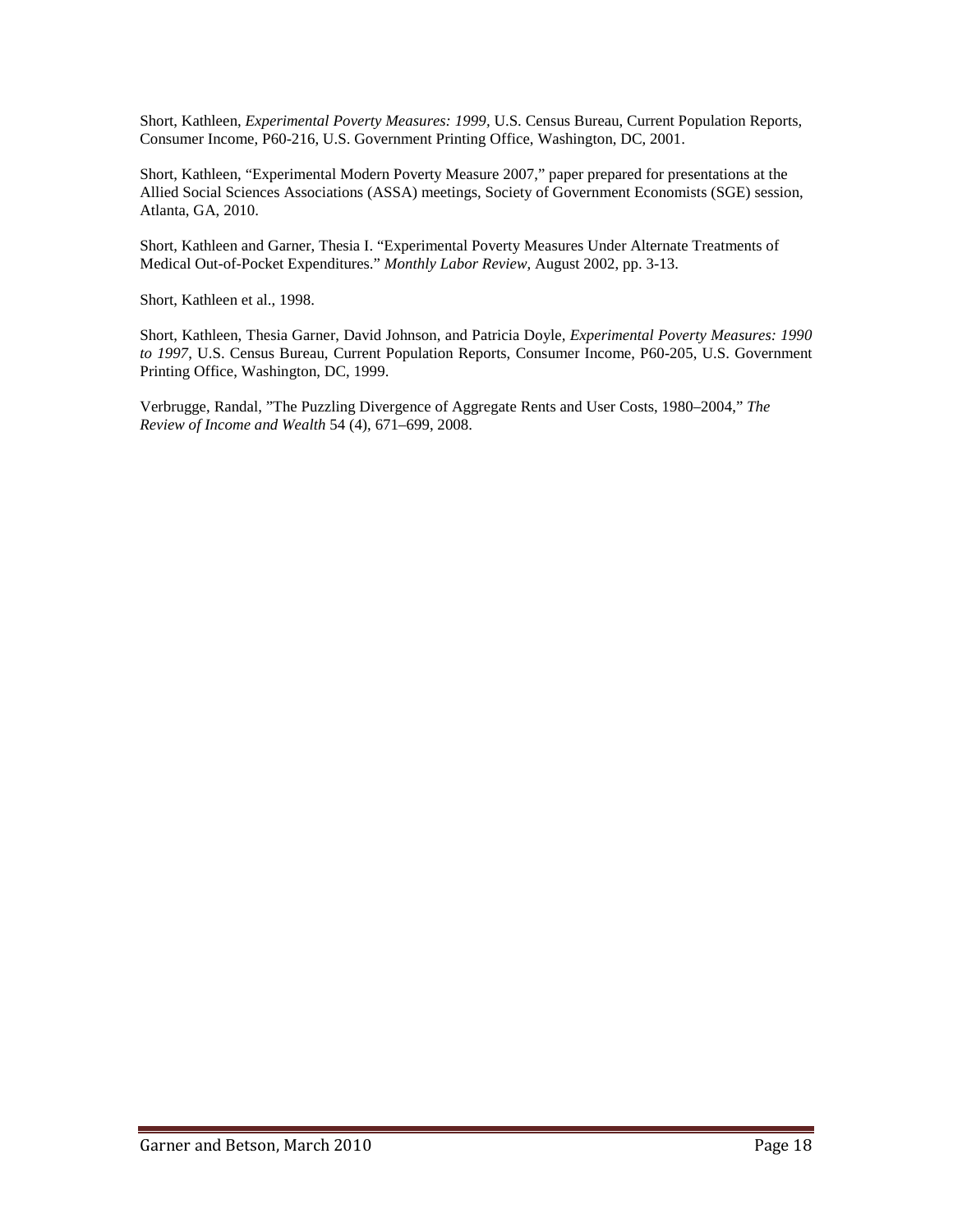Short, Kathleen, *Experimental Poverty Measures: 1999,* U.S. Census Bureau, Current Population Reports, Consumer Income, P60-216, U.S. Government Printing Office, Washington, DC, 2001.

Short, Kathleen, "Experimental Modern Poverty Measure 2007," paper prepared for presentations at the Allied Social Sciences Associations (ASSA) meetings, Society of Government Economists (SGE) session, Atlanta, GA, 2010.

Short, Kathleen and Garner, Thesia I. "Experimental Poverty Measures Under Alternate Treatments of Medical Out-of-Pocket Expenditures." *Monthly Labor Review,* August 2002, pp. 3-13.

Short, Kathleen et al., 1998.

Short, Kathleen, Thesia Garner, David Johnson, and Patricia Doyle, *Experimental Poverty Measures: 1990 to 1997*, U.S. Census Bureau, Current Population Reports, Consumer Income, P60-205, U.S. Government Printing Office, Washington, DC, 1999.

Verbrugge, Randal, "The Puzzling Divergence of Aggregate Rents and User Costs, 1980–2004," *The Review of Income and Wealth* 54 (4), 671–699, 2008.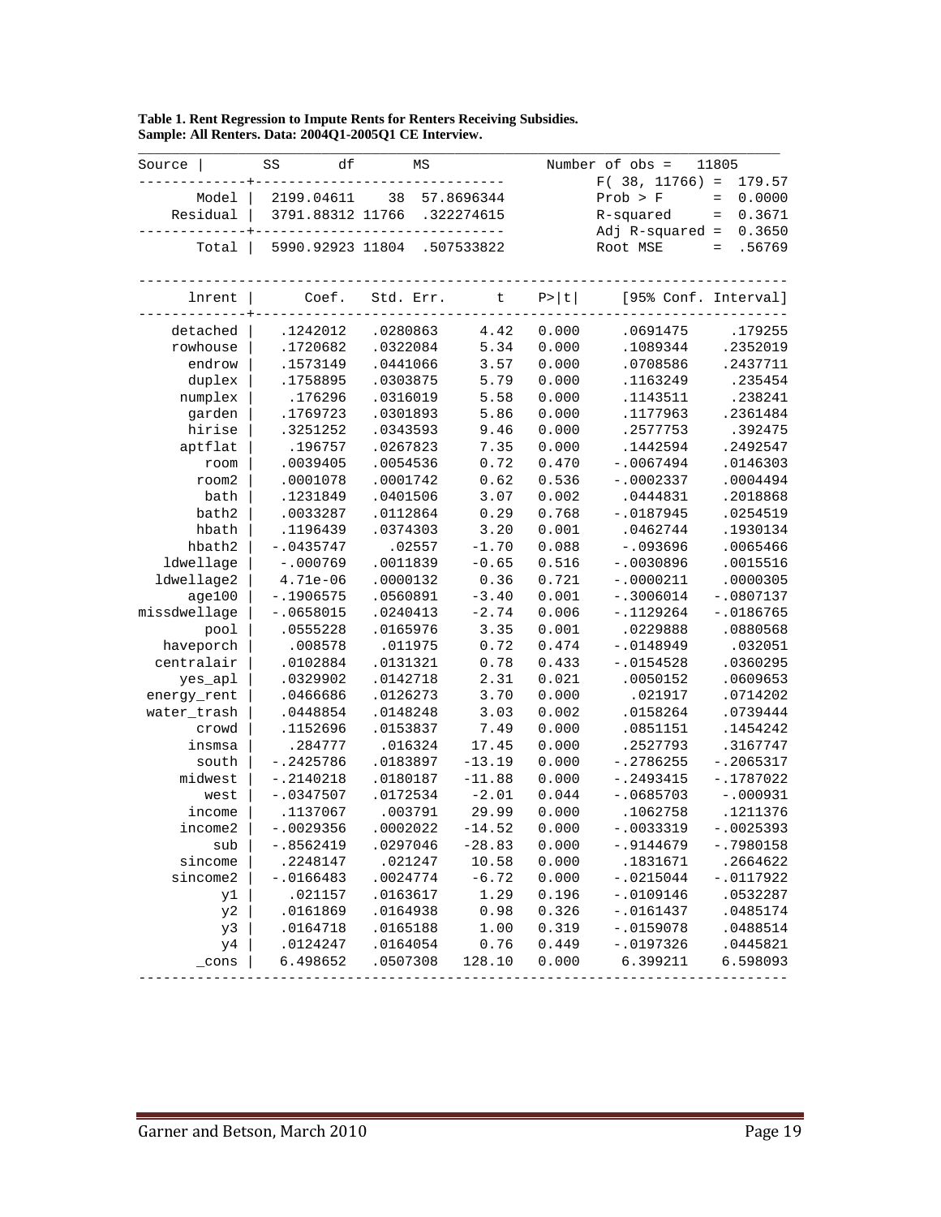**Table 1. Rent Regression to Impute Rents for Renters Receiving Subsidies.**
**Sample: All Renters. Data: 2004Q1-2005Q1 CE Interview.**

| Source | SS | df | MS |
|---|---|---|---|
| Model | 2199.04611 | 38 | 57.8696344 |
| Residual | 3791.88312 | 11766 | .322274615 |
| Total | 5990.92923 | 11804 | .507533822 |

| Statistic | Value |
|---|---|
| Number of obs | 11805 |
| $F(38, 11766)$ | 179.57 |
| Prob > F | 0.0000 |
| R-squared | 0.3671 |
| Adj R-squared | 0.3650 |
| Root MSE | .56769 |

| lnrent | Coef. | Std. Err. | t | P>\|t\| | [95% Conf. | Interval] |
|---|---|---|---|---|---|---|
| detached | .1242012 | .0280863 | 4.42 | 0.000 | .0691475 | .179255 |
| rowhouse | .1720682 | .0322084 | 5.34 | 0.000 | .1089344 | .2352019 |
| endrow | .1573149 | .0441066 | 3.57 | 0.000 | .0708586 | .2437711 |
| duplex | .1758895 | .0303875 | 5.79 | 0.000 | .1163249 | .235454 |
| numplex | .176296 | .0316019 | 5.58 | 0.000 | .1143511 | .238241 |
| garden | .1769723 | .0301893 | 5.86 | 0.000 | .1177963 | .2361484 |
| hirise | .3251252 | .0343593 | 9.46 | 0.000 | .2577753 | .392475 |
| aptflat | .196757 | .0267823 | 7.35 | 0.000 | .1442594 | .2492547 |
| room | .0039405 | .0054536 | 0.72 | 0.470 | -.0067494 | .0146303 |
| room2 | .0001078 | .0001742 | 0.62 | 0.536 | -.0002337 | .0004494 |
| bath | .1231849 | .0401506 | 3.07 | 0.002 | .0444831 | .2018868 |
| bath2 | .0033287 | .0112864 | 0.29 | 0.768 | -.0187945 | .0254519 |
| hbath | .1196439 | .0374303 | 3.20 | 0.001 | .0462744 | .1930134 |
| hbath2 | -.0435747 | .02557 | -1.70 | 0.088 | -.093696 | .0065466 |
| ldwellage | -.000769 | .0011839 | -0.65 | 0.516 | -.0030896 | .0015516 |
| ldwellage2 | 4.71e-06 | .0000132 | 0.36 | 0.721 | -.0000211 | .0000305 |
| age100 | -.1906575 | .0560891 | -3.40 | 0.001 | -.3006014 | -.0807137 |
| missdwellage | -.0658015 | .0240413 | -2.74 | 0.006 | -.1129264 | -.0186765 |
| pool | .0555228 | .0165976 | 3.35 | 0.001 | .0229888 | .0880568 |
| haveporch | .008578 | .011975 | 0.72 | 0.474 | -.0148949 | .032051 |
| centralair | .0102884 | .0131321 | 0.78 | 0.433 | -.0154528 | .0360295 |
| yes_apl | .0329902 | .0142718 | 2.31 | 0.021 | .0050152 | .0609653 |
| energy_rent | .0466686 | .0126273 | 3.70 | 0.000 | .021917 | .0714202 |
| water_trash | .0448854 | .0148248 | 3.03 | 0.002 | .0158264 | .0739444 |
| crowd | .1152696 | .0153837 | 7.49 | 0.000 | .0851151 | .1454242 |
| insmsa | .284777 | .016324 | 17.45 | 0.000 | .2527793 | .3167747 |
| south | -.2425786 | .0183897 | -13.19 | 0.000 | -.2786255 | -.2065317 |
| midwest | -.2140218 | .0180187 | -11.88 | 0.000 | -.2493415 | -.1787022 |
| west | -.0347507 | .0172534 | -2.01 | 0.044 | -.0685703 | -.000931 |
| income | .1137067 | .003791 | 29.99 | 0.000 | .1062758 | .1211376 |
| income2 | -.0029356 | .0002022 | -14.52 | 0.000 | -.0033319 | -.0025393 |
| sub | -.8562419 | .0297046 | -28.83 | 0.000 | -.9144679 | -.7980158 |
| sincome | .2248147 | .021247 | 10.58 | 0.000 | .1831671 | .2664622 |
| sincome2 | -.0166483 | .0024774 | -6.72 | 0.000 | -.0215044 | -.0117922 |
| y1 | .021157 | .0163617 | 1.29 | 0.196 | -.0109146 | .0532287 |
| y2 | .0161869 | .0164938 | 0.98 | 0.326 | -.0161437 | .0485174 |
| y3 | .0164718 | .0165188 | 1.00 | 0.319 | -.0159078 | .0488514 |
| y4 | .0124247 | .0164054 | 0.76 | 0.449 | -.0197326 | .0445821 |
| _cons | 6.498652 | .0507308 | 128.10 | 0.000 | 6.399211 | 6.598093 |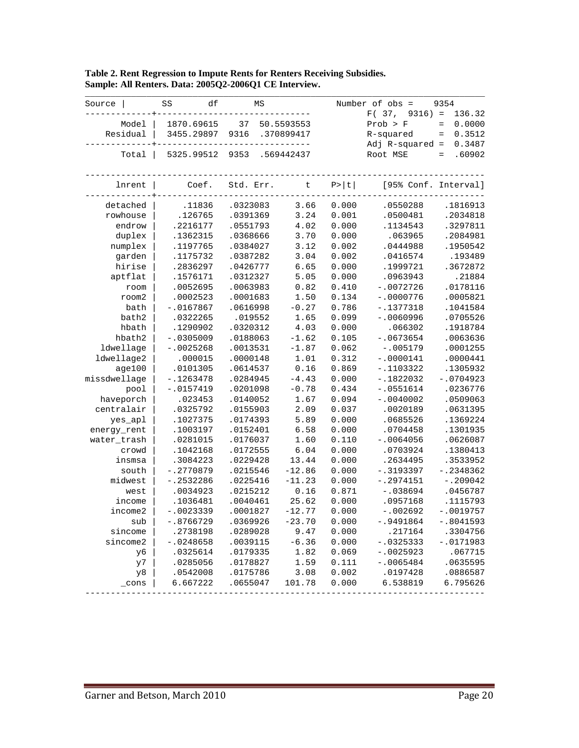**Table 2. Rent Regression to Impute Rents for Renters Receiving Subsidies.**
**Sample: All Renters. Data: 2005Q2-2006Q1 CE Interview.**

| Source | SS | df | MS |
|---|---|---|---|
| Model | 1870.69615 | 37 | 50.5593553 |
| Residual | 3455.29897 | 9316 | .370899417 |
| Total | 5325.99512 | 9353 | .569442437 |

| Statistic | Value |
|---|---|
| Number of obs | 9354 |
| F( 37, 9316) | 136.32 |
| Prob > F | 0.0000 |
| R-squared | 0.3512 |
| Adj R-squared | 0.3487 |
| Root MSE | .60902 |

| lnrent | Coef. | Std. Err. | t | P>\|t\| | [95% Conf. | Interval] |
|---|---|---|---|---|---|---|
| detached | .11836 | .0323083 | 3.66 | 0.000 | .0550288 | .1816913 |
| rowhouse | .126765 | .0391369 | 3.24 | 0.001 | .0500481 | .2034818 |
| endrow | .2216177 | .0551793 | 4.02 | 0.000 | .1134543 | .3297811 |
| duplex | .1362315 | .0368666 | 3.70 | 0.000 | .063965 | .2084981 |
| numplex | .1197765 | .0384027 | 3.12 | 0.002 | .0444988 | .1950542 |
| garden | .1175732 | .0387282 | 3.04 | 0.002 | .0416574 | .193489 |
| hirise | .2836297 | .0426777 | 6.65 | 0.000 | .1999721 | .3672872 |
| aptflat | .1576171 | .0312327 | 5.05 | 0.000 | .0963943 | .21884 |
| room | .0052695 | .0063983 | 0.82 | 0.410 | -.0072726 | .0178116 |
| room2 | .0002523 | .0001683 | 1.50 | 0.134 | -.0000776 | .0005821 |
| bath | -.0167867 | .0616998 | -0.27 | 0.786 | -.1377318 | .1041584 |
| bath2 | .0322265 | .019552 | 1.65 | 0.099 | -.0060996 | .0705526 |
| hbath | .1290902 | .0320312 | 4.03 | 0.000 | .066302 | .1918784 |
| hbath2 | -.0305009 | .0188063 | -1.62 | 0.105 | -.0673654 | .0063636 |
| ldwellage | -.0025268 | .0013531 | -1.87 | 0.062 | -.005179 | .0001255 |
| ldwellage2 | .000015 | .0000148 | 1.01 | 0.312 | -.0000141 | .0000441 |
| age100 | .0101305 | .0614537 | 0.16 | 0.869 | -.1103322 | .1305932 |
| missdwellage | -.1263478 | .0284945 | -4.43 | 0.000 | -.1822032 | -.0704923 |
| pool | -.0157419 | .0201098 | -0.78 | 0.434 | -.0551614 | .0236776 |
| haveporch | .023453 | .0140052 | 1.67 | 0.094 | -.0040002 | .0509063 |
| centralair | .0325792 | .0155903 | 2.09 | 0.037 | .0020189 | .0631395 |
| yes_apl | .1027375 | .0174393 | 5.89 | 0.000 | .0685526 | .1369224 |
| energy_rent | .1003197 | .0152401 | 6.58 | 0.000 | .0704458 | .1301935 |
| water_trash | .0281015 | .0176037 | 1.60 | 0.110 | -.0064056 | .0626087 |
| crowd | .1042168 | .0172555 | 6.04 | 0.000 | .0703924 | .1380413 |
| insmsa | .3084223 | .0229428 | 13.44 | 0.000 | .2634495 | .3533952 |
| south | -.2770879 | .0215546 | -12.86 | 0.000 | -.3193397 | -.2348362 |
| midwest | -.2532286 | .0225416 | -11.23 | 0.000 | -.2974151 | -.209042 |
| west | .0034923 | .0215212 | 0.16 | 0.871 | -.038694 | .0456787 |
| income | .1036481 | .0040461 | 25.62 | 0.000 | .0957168 | .1115793 |
| income2 | -.0023339 | .0001827 | -12.77 | 0.000 | -.002692 | -.0019757 |
| sub | -.8766729 | .0369926 | -23.70 | 0.000 | -.9491864 | -.8041593 |
| sincome | .2738198 | .0289028 | 9.47 | 0.000 | .217164 | .3304756 |
| sincome2 | -.0248658 | .0039115 | -6.36 | 0.000 | -.0325333 | -.0171983 |
| y6 | .0325614 | .0179335 | 1.82 | 0.069 | -.0025923 | .067715 |
| y7 | .0285056 | .0178827 | 1.59 | 0.111 | -.0065484 | .0635595 |
| y8 | .0542008 | .0175786 | 3.08 | 0.002 | .0197428 | .0886587 |
| _cons | 6.667222 | .0655047 | 101.78 | 0.000 | 6.538819 | 6.795626 |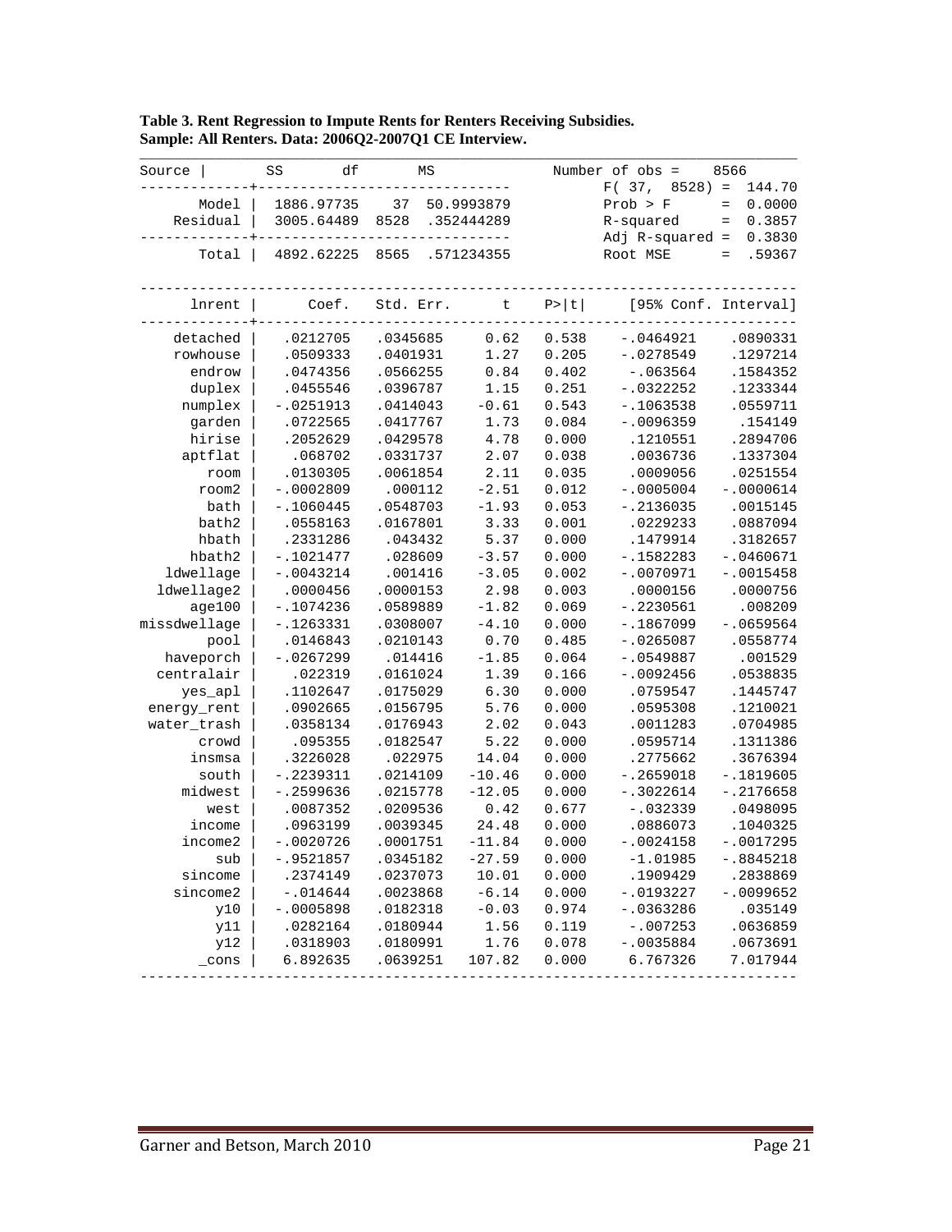**Table 3. Rent Regression to Impute Rents for Renters Receiving Subsidies.**
**Sample: All Renters. Data: 2006Q2-2007Q1 CE Interview.**

| Source | SS | df | MS |
|---|---|---|---|
| Model | 1886.97735 | 37 | 50.9993879 |
| Residual | 3005.64489 | 8528 | .352444289 |
| Total | 4892.62225 | 8565 | .571234355 |

| Statistic | Value |
|---|---|
| Number of obs | 8566 |
| F( 37, 8528) | 144.70 |
| Prob > F | 0.0000 |
| R-squared | 0.3857 |
| Adj R-squared | 0.3830 |
| Root MSE | .59367 |

| lnrent | Coef. | Std. Err. | t | P>\|t\| | [95% Conf. | Interval] |
|---|---|---|---|---|---|---|
| detached | .0212705 | .0345685 | 0.62 | 0.538 | -.0464921 | .0890331 |
| rowhouse | .0509333 | .0401931 | 1.27 | 0.205 | -.0278549 | .1297214 |
| endrow | .0474356 | .0566255 | 0.84 | 0.402 | -.063564 | .1584352 |
| duplex | .0455546 | .0396787 | 1.15 | 0.251 | -.0322252 | .1233344 |
| numplex | -.0251913 | .0414043 | -0.61 | 0.543 | -.1063538 | .0559711 |
| garden | .0722565 | .0417767 | 1.73 | 0.084 | -.0096359 | .154149 |
| hirise | .2052629 | .0429578 | 4.78 | 0.000 | .1210551 | .2894706 |
| aptflat | .068702 | .0331737 | 2.07 | 0.038 | .0036736 | .1337304 |
| room | .0130305 | .0061854 | 2.11 | 0.035 | .0009056 | .0251554 |
| room2 | -.0002809 | .000112 | -2.51 | 0.012 | -.0005004 | -.0000614 |
| bath | -.1060445 | .0548703 | -1.93 | 0.053 | -.2136035 | .0015145 |
| bath2 | .0558163 | .0167801 | 3.33 | 0.001 | .0229233 | .0887094 |
| hbath | .2331286 | .043432 | 5.37 | 0.000 | .1479914 | .3182657 |
| hbath2 | -.1021477 | .028609 | -3.57 | 0.000 | -.1582283 | -.0460671 |
| ldwellage | -.0043214 | .001416 | -3.05 | 0.002 | -.0070971 | -.0015458 |
| ldwellage2 | .0000456 | .0000153 | 2.98 | 0.003 | .0000156 | .0000756 |
| age100 | -.1074236 | .0589889 | -1.82 | 0.069 | -.2230561 | .008209 |
| missdwellage | -.1263331 | .0308007 | -4.10 | 0.000 | -.1867099 | -.0659564 |
| pool | .0146843 | .0210143 | 0.70 | 0.485 | -.0265087 | .0558774 |
| haveporch | -.0267299 | .014416 | -1.85 | 0.064 | -.0549887 | .001529 |
| centralair | .022319 | .0161024 | 1.39 | 0.166 | -.0092456 | .0538835 |
| yes_apl | .1102647 | .0175029 | 6.30 | 0.000 | .0759547 | .1445747 |
| energy_rent | .0902665 | .0156795 | 5.76 | 0.000 | .0595308 | .1210021 |
| water_trash | .0358134 | .0176943 | 2.02 | 0.043 | .0011283 | .0704985 |
| crowd | .095355 | .0182547 | 5.22 | 0.000 | .0595714 | .1311386 |
| insmsa | .3226028 | .022975 | 14.04 | 0.000 | .2775662 | .3676394 |
| south | -.2239311 | .0214109 | -10.46 | 0.000 | -.2659018 | -.1819605 |
| midwest | -.2599636 | .0215778 | -12.05 | 0.000 | -.3022614 | -.2176658 |
| west | .0087352 | .0209536 | 0.42 | 0.677 | -.032339 | .0498095 |
| income | .0963199 | .0039345 | 24.48 | 0.000 | .0886073 | .1040325 |
| income2 | -.0020726 | .0001751 | -11.84 | 0.000 | -.0024158 | -.0017295 |
| sub | -.9521857 | .0345182 | -27.59 | 0.000 | -1.01985 | -.8845218 |
| sincome | .2374149 | .0237073 | 10.01 | 0.000 | .1909429 | .2838869 |
| sincome2 | -.014644 | .0023868 | -6.14 | 0.000 | -.0193227 | -.0099652 |
| y10 | -.0005898 | .0182318 | -0.03 | 0.974 | -.0363286 | .035149 |
| y11 | .0282164 | .0180944 | 1.56 | 0.119 | -.007253 | .0636859 |
| y12 | .0318903 | .0180991 | 1.76 | 0.078 | -.0035884 | .0673691 |
| _cons | 6.892635 | .0639251 | 107.82 | 0.000 | 6.767326 | 7.017944 |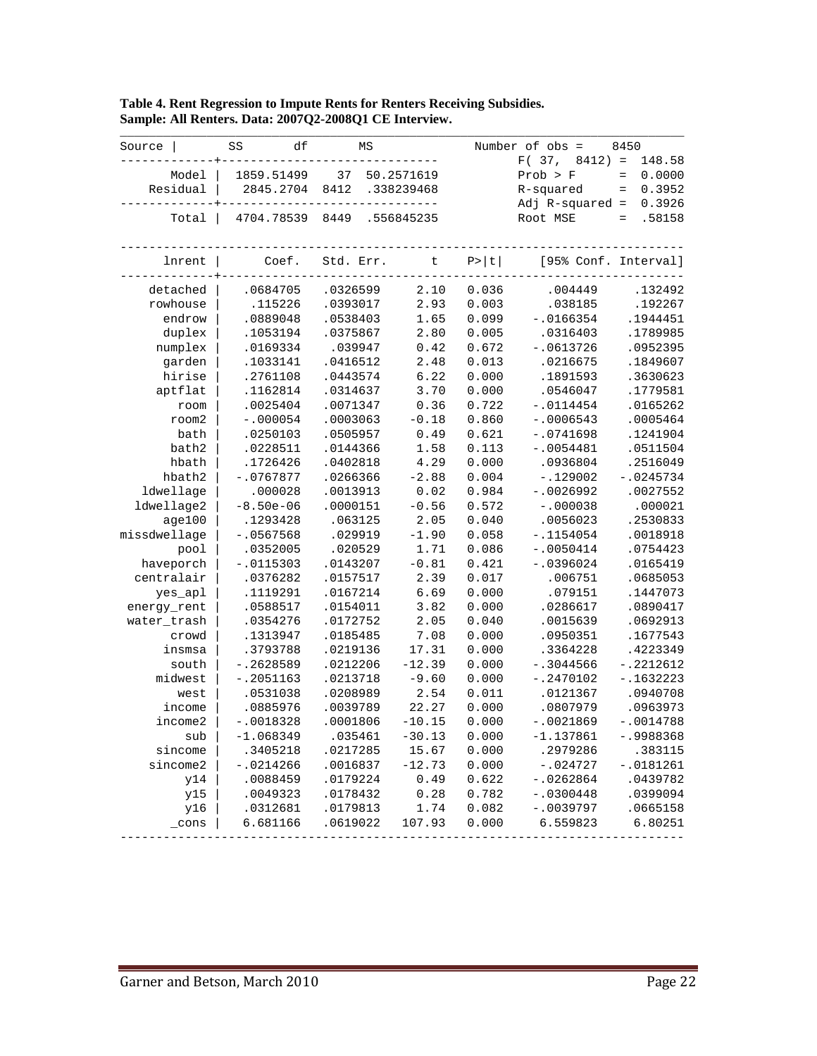**Table 4. Rent Regression to Impute Rents for Renters Receiving Subsidies.**
**Sample: All Renters. Data: 2007Q2-2008Q1 CE Interview.**

| Source | SS | df | MS |
|---|---|---|---|
| Model | 1859.51499 | 37 | 50.2571619 |
| Residual | 2845.2704 | 8412 | .338239468 |
| Total | 4704.78539 | 8449 | .556845235 |

| Statistic | Value |
|---|---|
| Number of obs | 8450 |
| F( 37, 8412) | 148.58 |
| Prob > F | 0.0000 |
| R-squared | 0.3952 |
| Adj R-squared | 0.3926 |
| Root MSE | .58158 |

| lnrent | Coef. | Std. Err. | t | P>\|t\| | [95% Conf. | Interval] |
|---|---|---|---|---|---|---|
| detached | .0684705 | .0326599 | 2.10 | 0.036 | .004449 | .132492 |
| rowhouse | .115226 | .0393017 | 2.93 | 0.003 | .038185 | .192267 |
| endrow | .0889048 | .0538403 | 1.65 | 0.099 | -.0166354 | .1944451 |
| duplex | .1053194 | .0375867 | 2.80 | 0.005 | .0316403 | .1789985 |
| numplex | .0169334 | .039947 | 0.42 | 0.672 | -.0613726 | .0952395 |
| garden | .1033141 | .0416512 | 2.48 | 0.013 | .0216675 | .1849607 |
| hirise | .2761108 | .0443574 | 6.22 | 0.000 | .1891593 | .3630623 |
| aptflat | .1162814 | .0314637 | 3.70 | 0.000 | .0546047 | .1779581 |
| room | .0025404 | .0071347 | 0.36 | 0.722 | -.0114454 | .0165262 |
| room2 | -.000054 | .0003063 | -0.18 | 0.860 | -.0006543 | .0005464 |
| bath | .0250103 | .0505957 | 0.49 | 0.621 | -.0741698 | .1241904 |
| bath2 | .0228511 | .0144366 | 1.58 | 0.113 | -.0054481 | .0511504 |
| hbath | .1726426 | .0402818 | 4.29 | 0.000 | .0936804 | .2516049 |
| hbath2 | -.0767877 | .0266366 | -2.88 | 0.004 | -.129002 | -.0245734 |
| ldwellage | .000028 | .0013913 | 0.02 | 0.984 | -.0026992 | .0027552 |
| ldwellage2 | -8.50e-06 | .0000151 | -0.56 | 0.572 | -.000038 | .000021 |
| age100 | .1293428 | .063125 | 2.05 | 0.040 | .0056023 | .2530833 |
| missdwellage | -.0567568 | .029919 | -1.90 | 0.058 | -.1154054 | .0018918 |
| pool | .0352005 | .020529 | 1.71 | 0.086 | -.0050414 | .0754423 |
| haveporch | -.0115303 | .0143207 | -0.81 | 0.421 | -.0396024 | .0165419 |
| centralair | .0376282 | .0157517 | 2.39 | 0.017 | .006751 | .0685053 |
| yes_apl | .1119291 | .0167214 | 6.69 | 0.000 | .079151 | .1447073 |
| energy_rent | .0588517 | .0154011 | 3.82 | 0.000 | .0286617 | .0890417 |
| water_trash | .0354276 | .0172752 | 2.05 | 0.040 | .0015639 | .0692913 |
| crowd | .1313947 | .0185485 | 7.08 | 0.000 | .0950351 | .1677543 |
| insmsa | .3793788 | .0219136 | 17.31 | 0.000 | .3364228 | .4223349 |
| south | -.2628589 | .0212206 | -12.39 | 0.000 | -.3044566 | -.2212612 |
| midwest | -.2051163 | .0213718 | -9.60 | 0.000 | -.2470102 | -.1632223 |
| west | .0531038 | .0208989 | 2.54 | 0.011 | .0121367 | .0940708 |
| income | .0885976 | .0039789 | 22.27 | 0.000 | .0807979 | .0963973 |
| income2 | -.0018328 | .0001806 | -10.15 | 0.000 | -.0021869 | -.0014788 |
| sub | -1.068349 | .035461 | -30.13 | 0.000 | -1.137861 | -.9988368 |
| sincome | .3405218 | .0217285 | 15.67 | 0.000 | .2979286 | .383115 |
| sincome2 | -.0214266 | .0016837 | -12.73 | 0.000 | -.024727 | -.0181261 |
| y14 | .0088459 | .0179224 | 0.49 | 0.622 | -.0262864 | .0439782 |
| y15 | .0049323 | .0178432 | 0.28 | 0.782 | -.0300448 | .0399094 |
| y16 | .0312681 | .0179813 | 1.74 | 0.082 | -.0039797 | .0665158 |
| _cons | 6.681166 | .0619022 | 107.93 | 0.000 | 6.559823 | 6.80251 |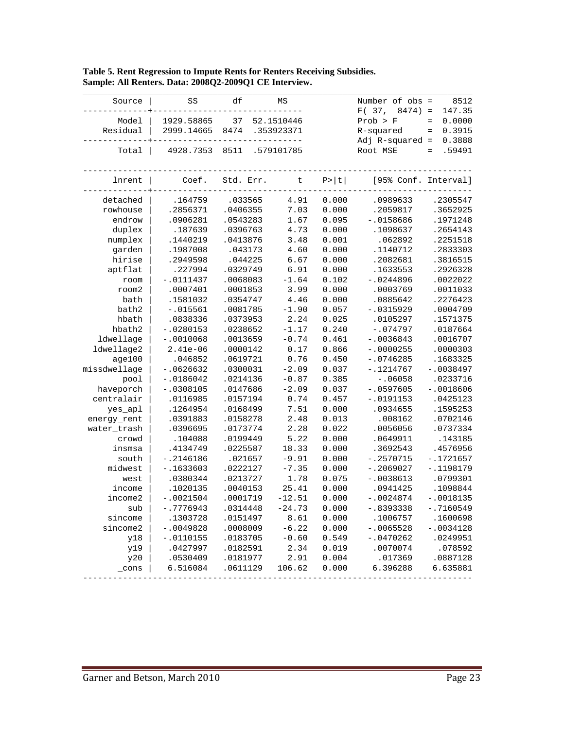**Table 5. Rent Regression to Impute Rents for Renters Receiving Subsidies.**
**Sample: All Renters. Data: 2008Q2-2009Q1 CE Interview.**

| Source | SS | df | MS |
|---|---|---|---|
| Model | 1929.58865 | 37 | 52.1510446 |
| Residual | 2999.14665 | 8474 | .353923371 |
| Total | 4928.7353 | 8511 | .579101785 |

| Statistic | Value |
|---|---|
| Number of obs | 8512 |
| F( 37, 8474) | 147.35 |
| Prob > F | 0.0000 |
| R-squared | 0.3915 |
| Adj R-squared | 0.3888 |
| Root MSE | .59491 |

| lnrent | Coef. | Std. Err. | t | P>\|t\| | [95% Conf. | Interval] |
|---|---|---|---|---|---|---|
| detached | .164759 | .033565 | 4.91 | 0.000 | .0989633 | .2305547 |
| rowhouse | .2856371 | .0406355 | 7.03 | 0.000 | .2059817 | .3652925 |
| endrow | .0906281 | .0543283 | 1.67 | 0.095 | -.0158686 | .1971248 |
| duplex | .187639 | .0396763 | 4.73 | 0.000 | .1098637 | .2654143 |
| numplex | .1440219 | .0413876 | 3.48 | 0.001 | .062892 | .2251518 |
| garden | .1987008 | .043173 | 4.60 | 0.000 | .1140712 | .2833303 |
| hirise | .2949598 | .044225 | 6.67 | 0.000 | .2082681 | .3816515 |
| aptflat | .227994 | .0329749 | 6.91 | 0.000 | .1633553 | .2926328 |
| room | -.0111437 | .0068083 | -1.64 | 0.102 | -.0244896 | .0022022 |
| room2 | .0007401 | .0001853 | 3.99 | 0.000 | .0003769 | .0011033 |
| bath | .1581032 | .0354747 | 4.46 | 0.000 | .0885642 | .2276423 |
| bath2 | -.015561 | .0081785 | -1.90 | 0.057 | -.0315929 | .0004709 |
| hbath | .0838336 | .0373953 | 2.24 | 0.025 | .0105297 | .1571375 |
| hbath2 | -.0280153 | .0238652 | -1.17 | 0.240 | -.074797 | .0187664 |
| ldwellage | -.0010068 | .0013659 | -0.74 | 0.461 | -.0036843 | .0016707 |
| ldwellage2 | 2.41e-06 | .0000142 | 0.17 | 0.866 | -.0000255 | .0000303 |
| age100 | .046852 | .0619721 | 0.76 | 0.450 | -.0746285 | .1683325 |
| missdwellage | -.0626632 | .0300031 | -2.09 | 0.037 | -.1214767 | -.0038497 |
| pool | -.0186042 | .0214136 | -0.87 | 0.385 | -.06058 | .0233716 |
| haveporch | -.0308105 | .0147686 | -2.09 | 0.037 | -.0597605 | -.0018606 |
| centralair | .0116985 | .0157194 | 0.74 | 0.457 | -.0191153 | .0425123 |
| yes_apl | .1264954 | .0168499 | 7.51 | 0.000 | .0934655 | .1595253 |
| energy_rent | .0391883 | .0158278 | 2.48 | 0.013 | .008162 | .0702146 |
| water_trash | .0396695 | .0173774 | 2.28 | 0.022 | .0056056 | .0737334 |
| crowd | .104088 | .0199449 | 5.22 | 0.000 | .0649911 | .143185 |
| insmsa | .4134749 | .0225587 | 18.33 | 0.000 | .3692543 | .4576956 |
| south | -.2146186 | .021657 | -9.91 | 0.000 | -.2570715 | -.1721657 |
| midwest | -.1633603 | .0222127 | -7.35 | 0.000 | -.2069027 | -.1198179 |
| west | .0380344 | .0213727 | 1.78 | 0.075 | -.0038613 | .0799301 |
| income | .1020135 | .0040153 | 25.41 | 0.000 | .0941425 | .1098844 |
| income2 | -.0021504 | .0001719 | -12.51 | 0.000 | -.0024874 | -.0018135 |
| sub | -.7776943 | .0314448 | -24.73 | 0.000 | -.8393338 | -.7160549 |
| sincome | .1303728 | .0151497 | 8.61 | 0.000 | .1006757 | .1600698 |
| sincome2 | -.0049828 | .0008009 | -6.22 | 0.000 | -.0065528 | -.0034128 |
| y18 | -.0110155 | .0183705 | -0.60 | 0.549 | -.0470262 | .0249951 |
| y19 | .0427997 | .0182591 | 2.34 | 0.019 | .0070074 | .078592 |
| y20 | .0530409 | .0181977 | 2.91 | 0.004 | .017369 | .0887128 |
| _cons | 6.516084 | .0611129 | 106.62 | 0.000 | 6.396288 | 6.635881 |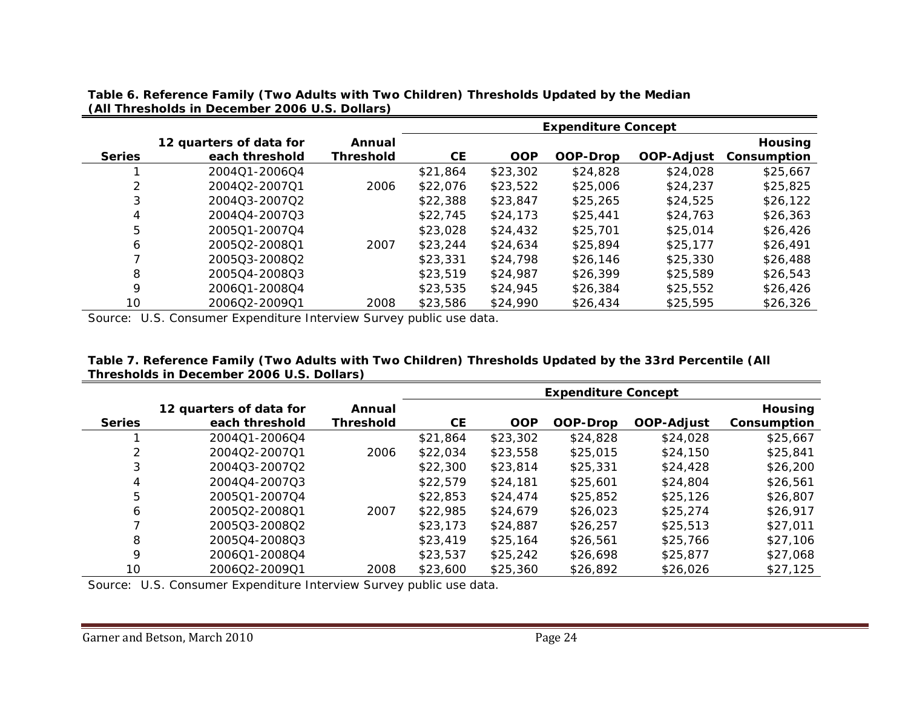**Table 6. Reference Family (Two Adults with Two Children) Thresholds Updated by the Median (All Thresholds in December 2006 U.S. Dollars)**

| | | | Expenditure Concept | | | | |
|---|---|---|---|---|---|---|---|
| Series | 12 quarters of data for each threshold | Annual Threshold | CE | OOP | OOP-Drop | OOP-Adjust | Housing Consumption |
| 1 | 2004Q1-2006Q4 | | $21,864 | $23,302 | $24,828 | $24,028 | $25,667 |
| 2 | 2004Q2-2007Q1 | 2006 | $22,076 | $23,522 | $25,006 | $24,237 | $25,825 |
| 3 | 2004Q3-2007Q2 | | $22,388 | $23,847 | $25,265 | $24,525 | $26,122 |
| 4 | 2004Q4-2007Q3 | | $22,745 | $24,173 | $25,441 | $24,763 | $26,363 |
| 5 | 2005Q1-2007Q4 | | $23,028 | $24,432 | $25,701 | $25,014 | $26,426 |
| 6 | 2005Q2-2008Q1 | 2007 | $23,244 | $24,634 | $25,894 | $25,177 | $26,491 |
| 7 | 2005Q3-2008Q2 | | $23,331 | $24,798 | $26,146 | $25,330 | $26,488 |
| 8 | 2005Q4-2008Q3 | | $23,519 | $24,987 | $26,399 | $25,589 | $26,543 |
| 9 | 2006Q1-2008Q4 | | $23,535 | $24,945 | $26,384 | $25,552 | $26,426 |
| 10 | 2006Q2-2009Q1 | 2008 | $23,586 | $24,990 | $26,434 | $25,595 | $26,326 |

Source: U.S. Consumer Expenditure Interview Survey public use data.

**Table 7. Reference Family (Two Adults with Two Children) Thresholds Updated by the 33rd Percentile (All Thresholds in December 2006 U.S. Dollars)**

| | | | Expenditure Concept | | | | |
|---|---|---|---|---|---|---|---|
| Series | 12 quarters of data for each threshold | Annual Threshold | CE | OOP | OOP-Drop | OOP-Adjust | Housing Consumption |
| 1 | 2004Q1-2006Q4 | | $21,864 | $23,302 | $24,828 | $24,028 | $25,667 |
| 2 | 2004Q2-2007Q1 | 2006 | $22,034 | $23,558 | $25,015 | $24,150 | $25,841 |
| 3 | 2004Q3-2007Q2 | | $22,300 | $23,814 | $25,331 | $24,428 | $26,200 |
| 4 | 2004Q4-2007Q3 | | $22,579 | $24,181 | $25,601 | $24,804 | $26,561 |
| 5 | 2005Q1-2007Q4 | | $22,853 | $24,474 | $25,852 | $25,126 | $26,807 |
| 6 | 2005Q2-2008Q1 | 2007 | $22,985 | $24,679 | $26,023 | $25,274 | $26,917 |
| 7 | 2005Q3-2008Q2 | | $23,173 | $24,887 | $26,257 | $25,513 | $27,011 |
| 8 | 2005Q4-2008Q3 | | $23,419 | $25,164 | $26,561 | $25,766 | $27,106 |
| 9 | 2006Q1-2008Q4 | | $23,537 | $25,242 | $26,698 | $25,877 | $27,068 |
| 10 | 2006Q2-2009Q1 | 2008 | $23,600 | $25,360 | $26,892 | $26,026 | $27,125 |

Source: U.S. Consumer Expenditure Interview Survey public use data.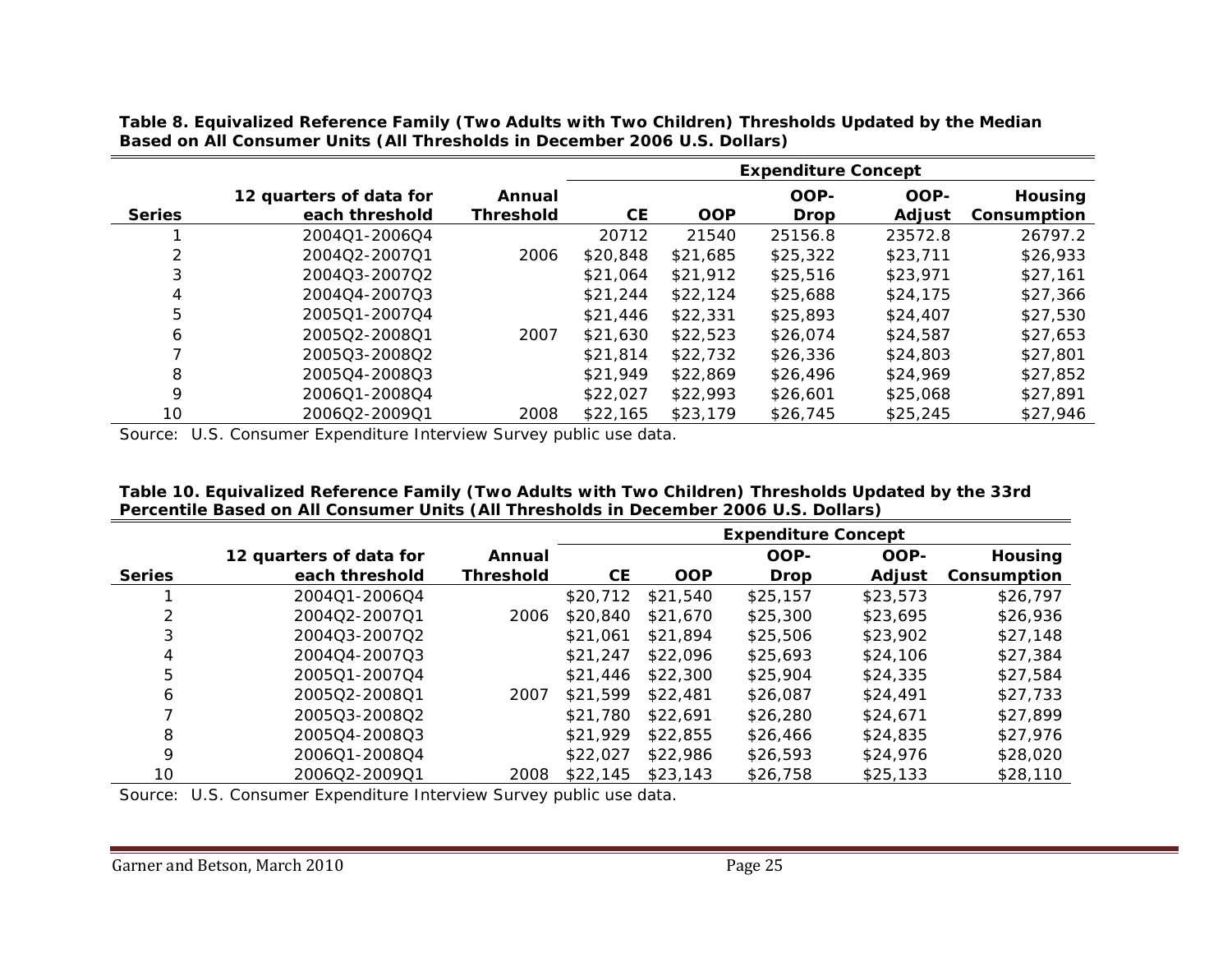**Table 8. Equivalized Reference Family (Two Adults with Two Children) Thresholds Updated by the Median Based on All Consumer Units (All Thresholds in December 2006 U.S. Dollars)**

| | | | Expenditure Concept | | | | |
|---|---|---|---|---|---|---|---|
| Series | 12 quarters of data for each threshold | Annual Threshold | CE | OOP | OOP-Drop | OOP-Adjust | Housing Consumption |
| 1 | 2004Q1-2006Q4 | | 20712 | 21540 | 25156.8 | 23572.8 | 26797.2 |
| 2 | 2004Q2-2007Q1 | 2006 | $20,848 | $21,685 | $25,322 | $23,711 | $26,933 |
| 3 | 2004Q3-2007Q2 | | $21,064 | $21,912 | $25,516 | $23,971 | $27,161 |
| 4 | 2004Q4-2007Q3 | | $21,244 | $22,124 | $25,688 | $24,175 | $27,366 |
| 5 | 2005Q1-2007Q4 | | $21,446 | $22,331 | $25,893 | $24,407 | $27,530 |
| 6 | 2005Q2-2008Q1 | 2007 | $21,630 | $22,523 | $26,074 | $24,587 | $27,653 |
| 7 | 2005Q3-2008Q2 | | $21,814 | $22,732 | $26,336 | $24,803 | $27,801 |
| 8 | 2005Q4-2008Q3 | | $21,949 | $22,869 | $26,496 | $24,969 | $27,852 |
| 9 | 2006Q1-2008Q4 | | $22,027 | $22,993 | $26,601 | $25,068 | $27,891 |
| 10 | 2006Q2-2009Q1 | 2008 | $22,165 | $23,179 | $26,745 | $25,245 | $27,946 |

Source: U.S. Consumer Expenditure Interview Survey public use data.

**Table 10. Equivalized Reference Family (Two Adults with Two Children) Thresholds Updated by the 33rd Percentile Based on All Consumer Units (All Thresholds in December 2006 U.S. Dollars)**

| | | | Expenditure Concept | | | | |
|---|---|---|---|---|---|---|---|
| Series | 12 quarters of data for each threshold | Annual Threshold | CE | OOP | OOP-Drop | OOP-Adjust | Housing Consumption |
| 1 | 2004Q1-2006Q4 | | $20,712 | $21,540 | $25,157 | $23,573 | $26,797 |
| 2 | 2004Q2-2007Q1 | 2006 | $20,840 | $21,670 | $25,300 | $23,695 | $26,936 |
| 3 | 2004Q3-2007Q2 | | $21,061 | $21,894 | $25,506 | $23,902 | $27,148 |
| 4 | 2004Q4-2007Q3 | | $21,247 | $22,096 | $25,693 | $24,106 | $27,384 |
| 5 | 2005Q1-2007Q4 | | $21,446 | $22,300 | $25,904 | $24,335 | $27,584 |
| 6 | 2005Q2-2008Q1 | 2007 | $21,599 | $22,481 | $26,087 | $24,491 | $27,733 |
| 7 | 2005Q3-2008Q2 | | $21,780 | $22,691 | $26,280 | $24,671 | $27,899 |
| 8 | 2005Q4-2008Q3 | | $21,929 | $22,855 | $26,466 | $24,835 | $27,976 |
| 9 | 2006Q1-2008Q4 | | $22,027 | $22,986 | $26,593 | $24,976 | $28,020 |
| 10 | 2006Q2-2009Q1 | 2008 | $22,145 | $23,143 | $26,758 | $25,133 | $28,110 |

Source: U.S. Consumer Expenditure Interview Survey public use data.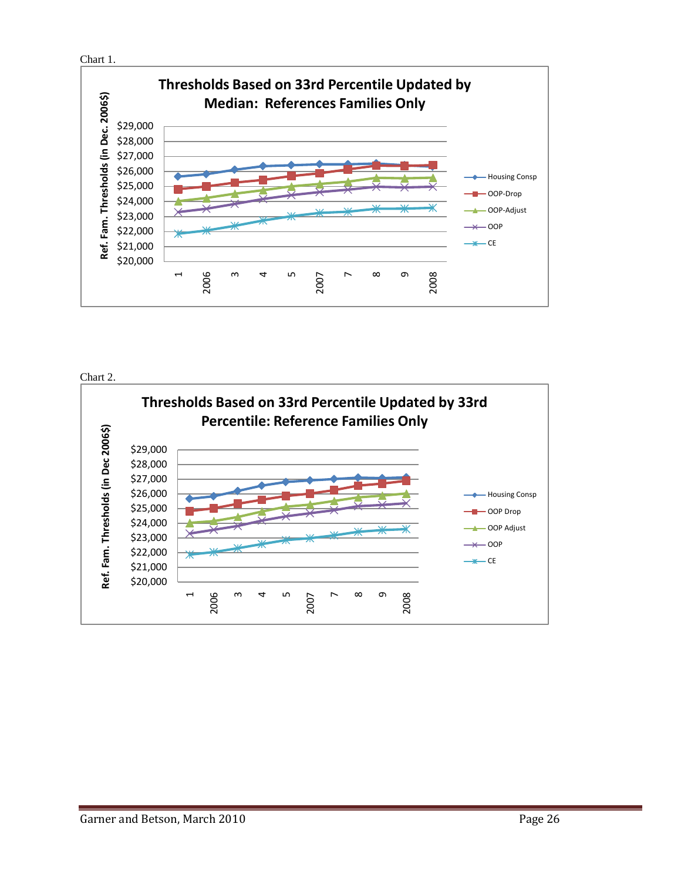Chart 1.

**Thresholds Based on 33rd Percentile Updated by Median: References Families Only**

Ref. Fam. Thresholds (in Dec. 2006$)

$29,000
$28,000
$27,000
$26,000
$25,000
$24,000
$23,000
$22,000
$21,000
$20,000

1 2006 3 4 5 2007 7 8 9 2008

Housing Consp
OOP-Drop
OOP-Adjust
OOP
CE

Chart 2.

**Thresholds Based on 33rd Percentile Updated by 33rd Percentile: Reference Families Only**

Ref. Fam. Thresholds (in Dec 2006$)

$29,000
$28,000
$27,000
$26,000
$25,000
$24,000
$23,000
$22,000
$21,000
$20,000

1 2006 3 4 5 2007 7 8 9 2008

Housing Consp
OOP Drop
OOP Adjust
OOP
CE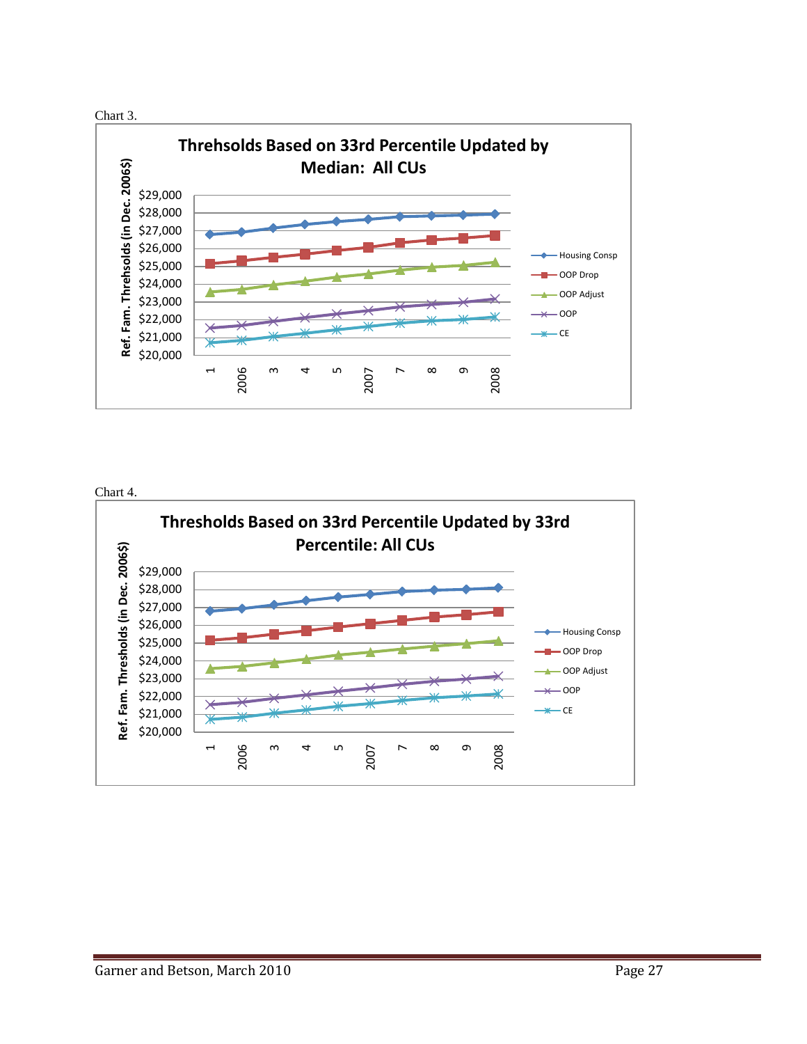Chart 3.

**Threhsolds Based on 33rd Percentile Updated by Median: All CUs**

Ref. Fam. Threhsolds (in Dec. 2006$)

$29,000
$28,000
$27,000
$26,000
$25,000
$24,000
$23,000
$22,000
$21,000
$20,000

1, 2006, 3, 4, 5, 2007, 7, 8, 9, 2008

Housing Consp
OOP Drop
OOP Adjust
OOP
CE

Chart 4.

**Thresholds Based on 33rd Percentile Updated by 33rd Percentile: All CUs**

Ref. Fam. Thresholds (in Dec. 2006$)

$29,000
$28,000
$27,000
$26,000
$25,000
$24,000
$23,000
$22,000
$21,000
$20,000

1, 2006, 3, 4, 5, 2007, 7, 8, 9, 2008

Housing Consp
OOP Drop
OOP Adjust
OOP
CE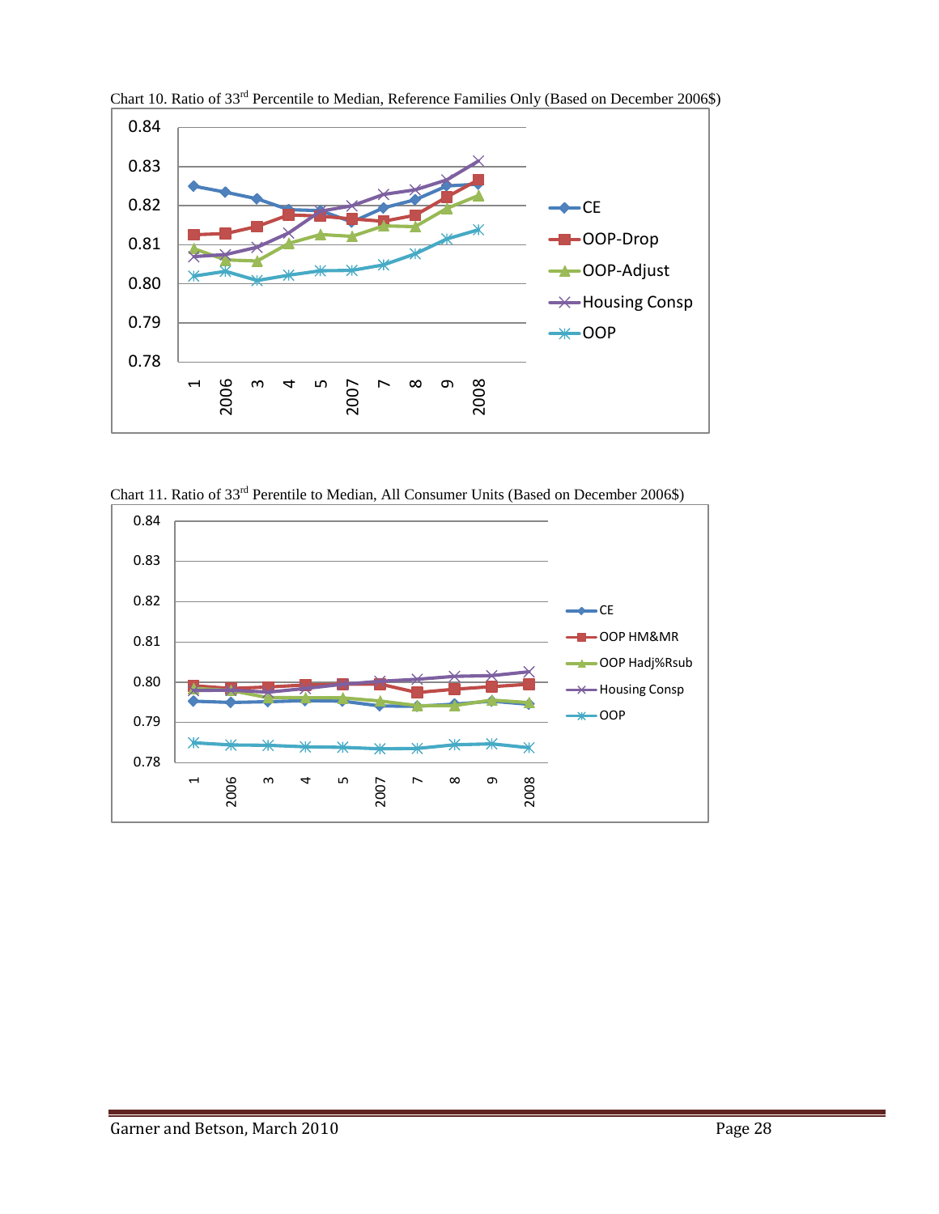Chart 10. Ratio of 33rd Percentile to Median, Reference Families Only (Based on December 2006$)

0.84
0.83
0.82
0.81
0.80
0.79
0.78

1
2006
3
4
5
2007
7
8
9
2008

CE
OOP-Drop
OOP-Adjust
Housing Consp
OOP

Chart 11. Ratio of 33rd Perentile to Median, All Consumer Units (Based on December 2006$)

0.84
0.83
0.82
0.81
0.80
0.79
0.78

1
2006
3
4
5
2007
7
8
9
2008

CE
OOP HM&MR
OOP Hadj%Rsub
Housing Consp
OOP